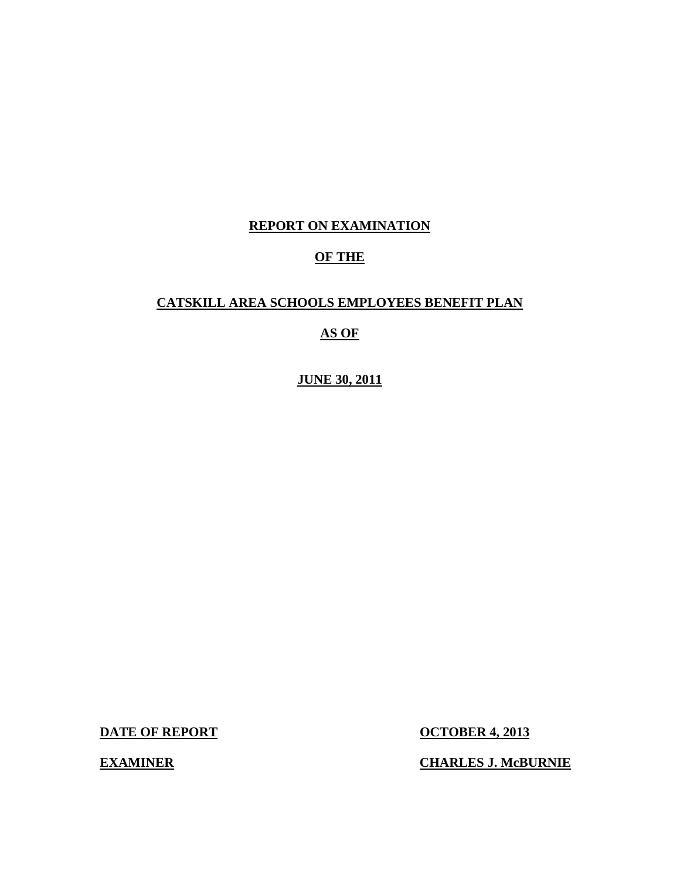# REPORT ON EXAMINATION

# OF THE

# CATSKILL AREA SCHOOLS EMPLOYEES BENEFIT PLAN

# AS OF

# JUNE 30, 2011

**DATE OF REPORT** **OCTOBER 4, 2013**

**EXAMINER** **CHARLES J. McBURNIE**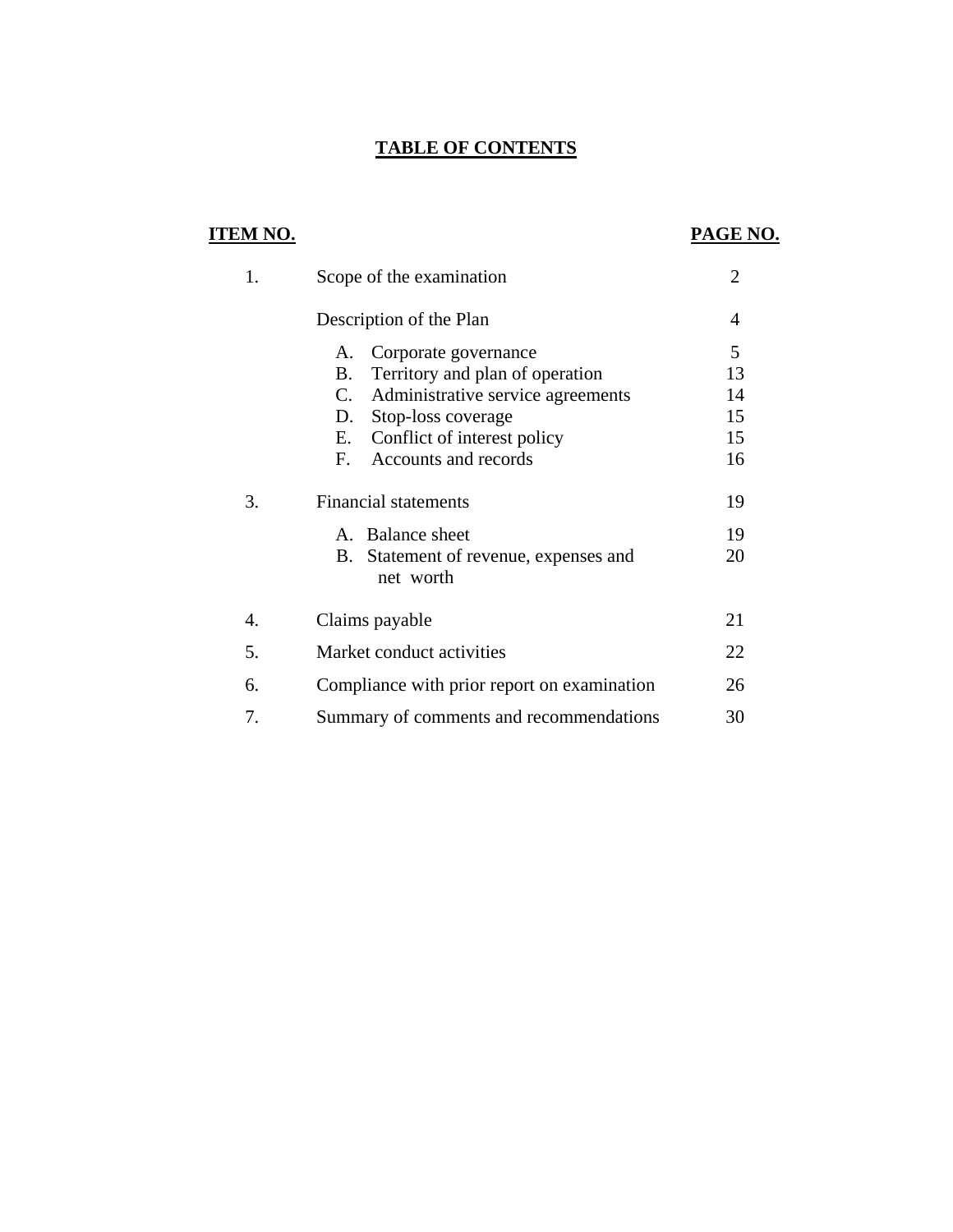# TABLE OF CONTENTS

| ITEM NO. | | PAGE NO. |
|---|---|---|
| 1. | Scope of the examination | 2 |
| | Description of the Plan | 4 |
| | A. Corporate governance | 5 |
| | B. Territory and plan of operation | 13 |
| | C. Administrative service agreements | 14 |
| | D. Stop-loss coverage | 15 |
| | E. Conflict of interest policy | 15 |
| | F. Accounts and records | 16 |
| 3. | Financial statements | 19 |
| | A. Balance sheet | 19 |
| | B. Statement of revenue, expenses and net worth | 20 |
| 4. | Claims payable | 21 |
| 5. | Market conduct activities | 22 |
| 6. | Compliance with prior report on examination | 26 |
| 7. | Summary of comments and recommendations | 30 |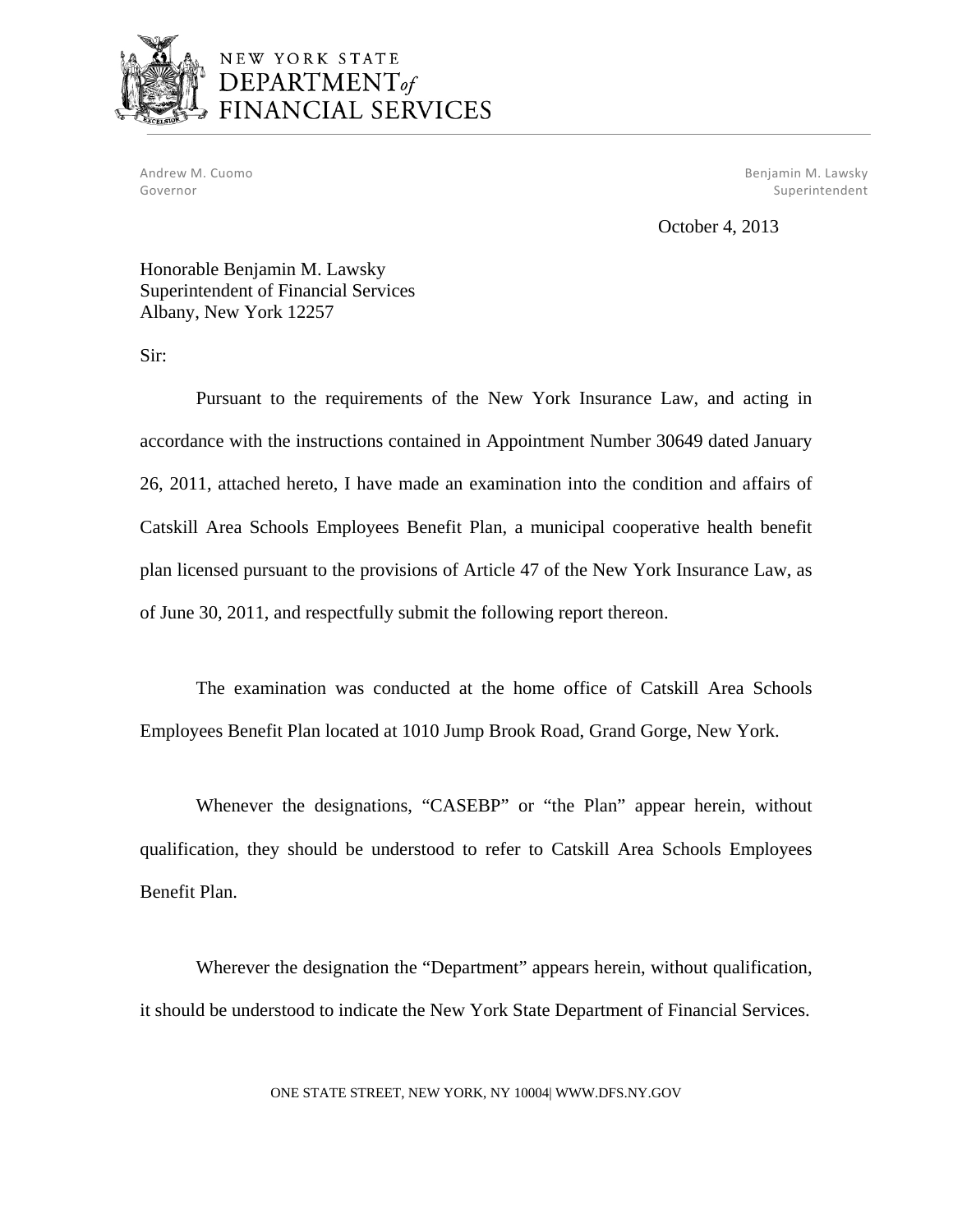NEW YORK STATE
DEPARTMENT*of*
FINANCIAL SERVICES

Andrew M. Cuomo
Governor

Benjamin M. Lawsky
Superintendent

October 4, 2013

Honorable Benjamin M. Lawsky
Superintendent of Financial Services
Albany, New York 12257

Sir:

Pursuant to the requirements of the New York Insurance Law, and acting in accordance with the instructions contained in Appointment Number 30649 dated January 26, 2011, attached hereto, I have made an examination into the condition and affairs of Catskill Area Schools Employees Benefit Plan, a municipal cooperative health benefit plan licensed pursuant to the provisions of Article 47 of the New York Insurance Law, as of June 30, 2011, and respectfully submit the following report thereon.

The examination was conducted at the home office of Catskill Area Schools Employees Benefit Plan located at 1010 Jump Brook Road, Grand Gorge, New York.

Whenever the designations, "CASEBP" or "the Plan" appear herein, without qualification, they should be understood to refer to Catskill Area Schools Employees Benefit Plan.

Wherever the designation the "Department" appears herein, without qualification, it should be understood to indicate the New York State Department of Financial Services.

ONE STATE STREET, NEW YORK, NY 10004| WWW.DFS.NY.GOV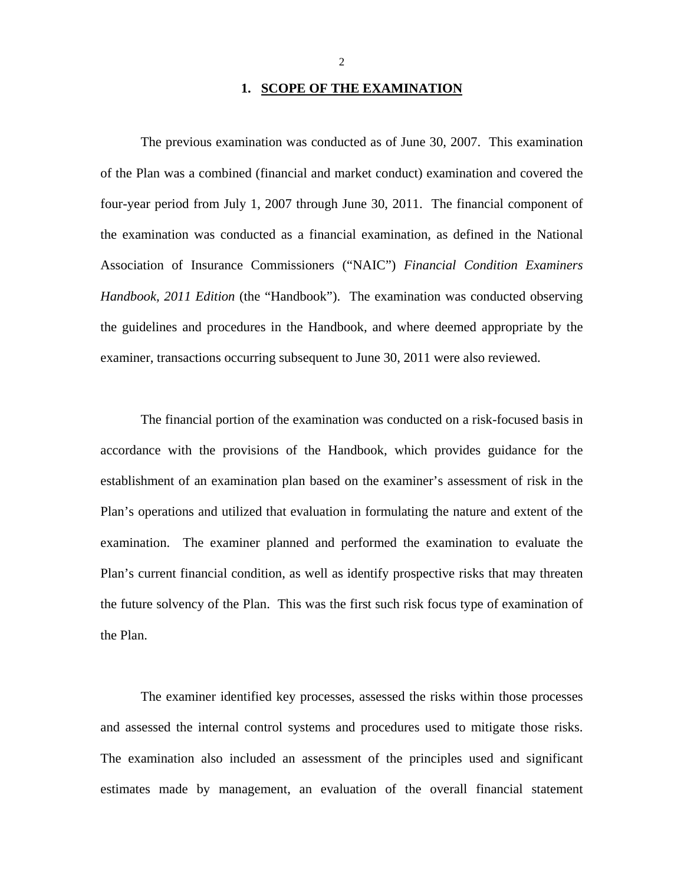## 1. SCOPE OF THE EXAMINATION

The previous examination was conducted as of June 30, 2007. This examination of the Plan was a combined (financial and market conduct) examination and covered the four-year period from July 1, 2007 through June 30, 2011. The financial component of the examination was conducted as a financial examination, as defined in the National Association of Insurance Commissioners ("NAIC") *Financial Condition Examiners Handbook, 2011 Edition* (the "Handbook"). The examination was conducted observing the guidelines and procedures in the Handbook, and where deemed appropriate by the examiner, transactions occurring subsequent to June 30, 2011 were also reviewed.

The financial portion of the examination was conducted on a risk-focused basis in accordance with the provisions of the Handbook, which provides guidance for the establishment of an examination plan based on the examiner's assessment of risk in the Plan's operations and utilized that evaluation in formulating the nature and extent of the examination. The examiner planned and performed the examination to evaluate the Plan's current financial condition, as well as identify prospective risks that may threaten the future solvency of the Plan. This was the first such risk focus type of examination of the Plan.

The examiner identified key processes, assessed the risks within those processes and assessed the internal control systems and procedures used to mitigate those risks. The examination also included an assessment of the principles used and significant estimates made by management, an evaluation of the overall financial statement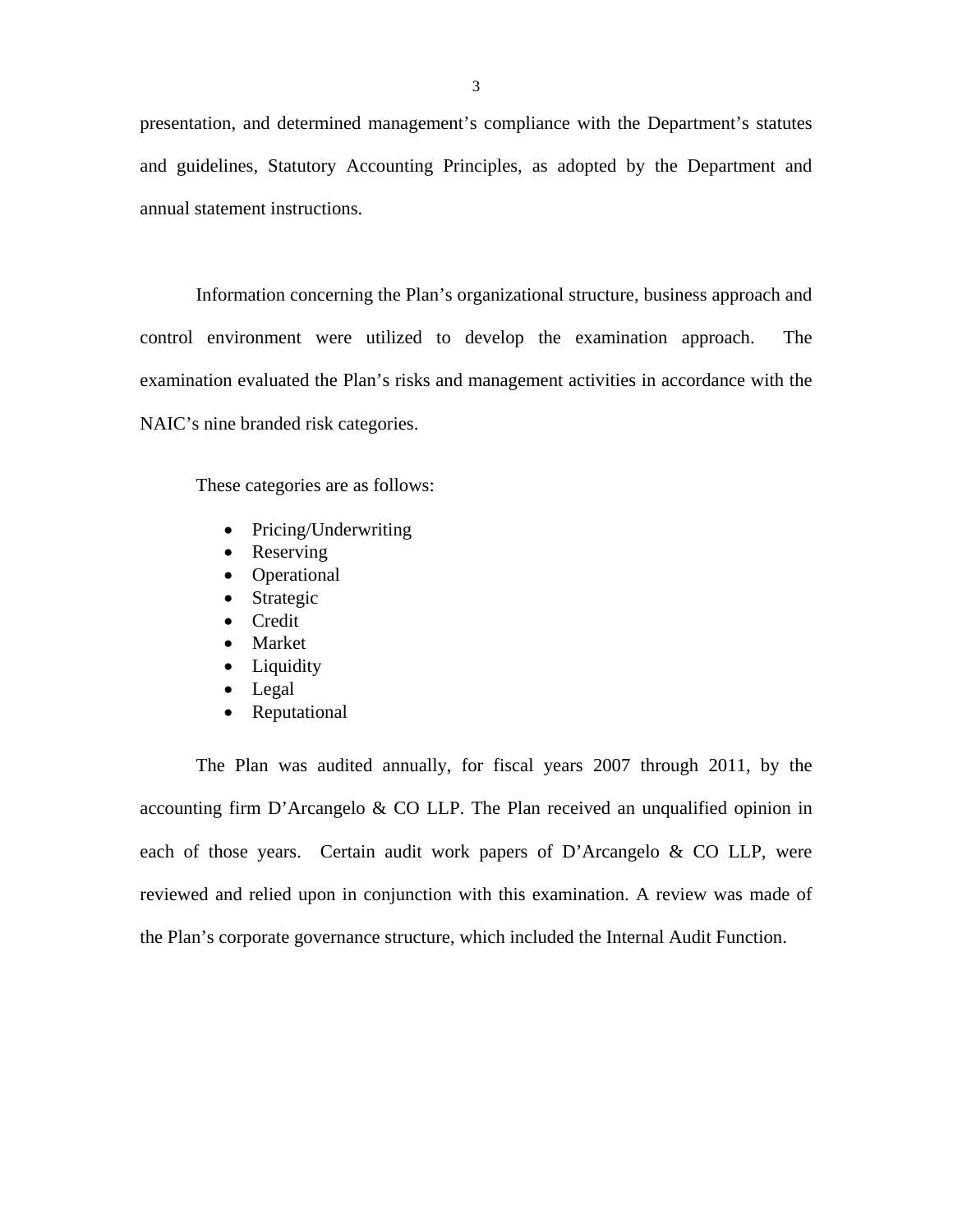presentation, and determined management's compliance with the Department's statutes and guidelines, Statutory Accounting Principles, as adopted by the Department and annual statement instructions.

Information concerning the Plan's organizational structure, business approach and control environment were utilized to develop the examination approach. The examination evaluated the Plan's risks and management activities in accordance with the NAIC's nine branded risk categories.

These categories are as follows:

- Pricing/Underwriting
- Reserving
- Operational
- Strategic
- Credit
- Market
- Liquidity
- Legal
- Reputational

The Plan was audited annually, for fiscal years 2007 through 2011, by the accounting firm D'Arcangelo & CO LLP. The Plan received an unqualified opinion in each of those years. Certain audit work papers of D'Arcangelo & CO LLP, were reviewed and relied upon in conjunction with this examination. A review was made of the Plan's corporate governance structure, which included the Internal Audit Function.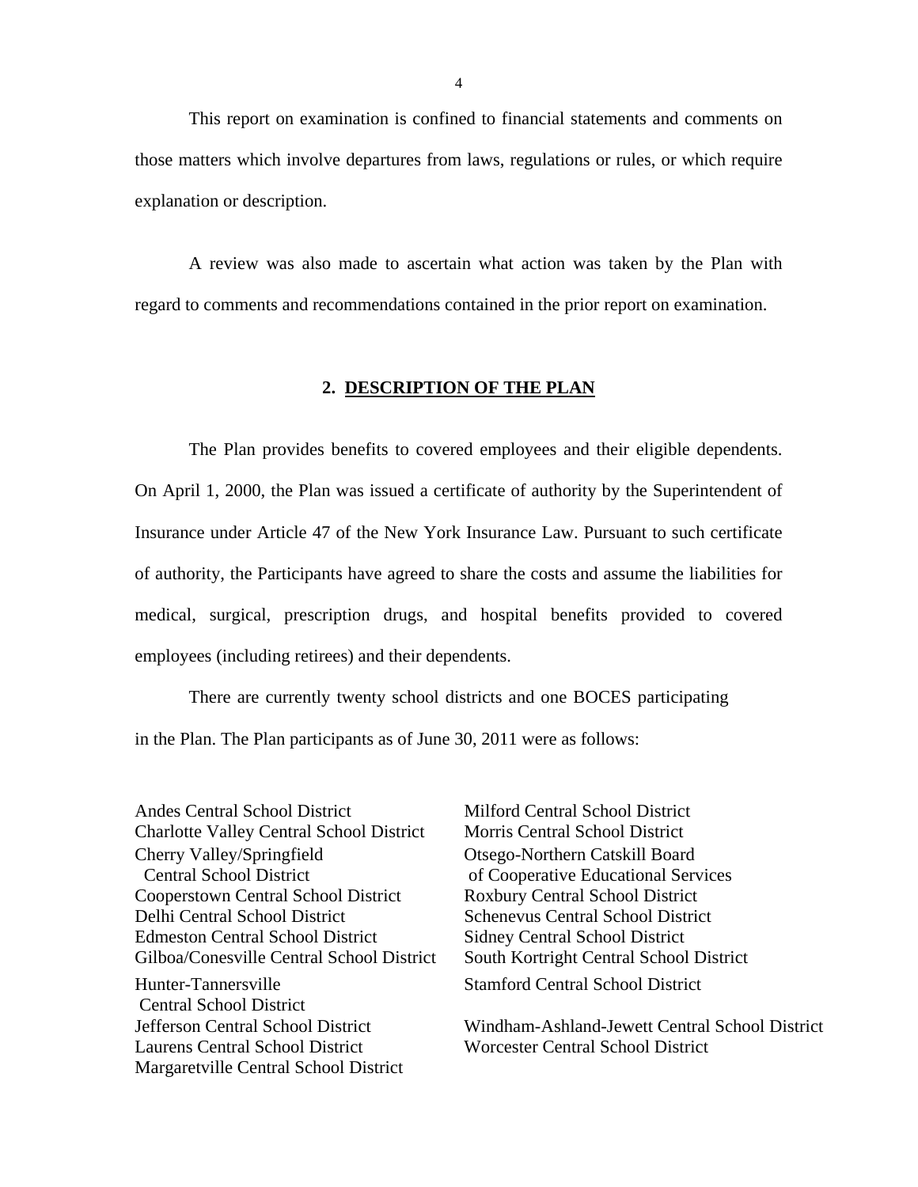This report on examination is confined to financial statements and comments on those matters which involve departures from laws, regulations or rules, or which require explanation or description.

A review was also made to ascertain what action was taken by the Plan with regard to comments and recommendations contained in the prior report on examination.

## 2. DESCRIPTION OF THE PLAN

The Plan provides benefits to covered employees and their eligible dependents. On April 1, 2000, the Plan was issued a certificate of authority by the Superintendent of Insurance under Article 47 of the New York Insurance Law. Pursuant to such certificate of authority, the Participants have agreed to share the costs and assume the liabilities for medical, surgical, prescription drugs, and hospital benefits provided to covered employees (including retirees) and their dependents.

There are currently twenty school districts and one BOCES participating in the Plan. The Plan participants as of June 30, 2011 were as follows:

- Andes Central School District
- Charlotte Valley Central School District
- Cherry Valley/Springfield Central School District
- Cooperstown Central School District
- Delhi Central School District
- Edmeston Central School District
- Gilboa/Conesville Central School District
- Hunter-Tannersville Central School District
- Jefferson Central School District
- Laurens Central School District
- Margaretville Central School District
- Milford Central School District
- Morris Central School District
- Otsego-Northern Catskill Board of Cooperative Educational Services
- Roxbury Central School District
- Schenevus Central School District
- Sidney Central School District
- South Kortright Central School District
- Stamford Central School District
- Windham-Ashland-Jewett Central School District
- Worcester Central School District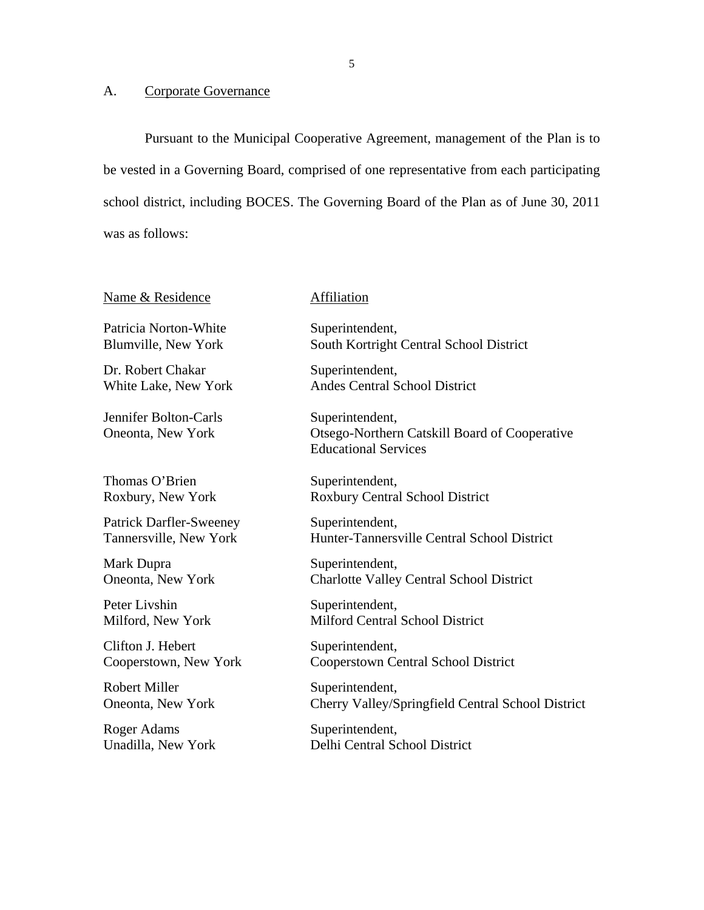## A. Corporate Governance

Pursuant to the Municipal Cooperative Agreement, management of the Plan is to be vested in a Governing Board, comprised of one representative from each participating school district, including BOCES. The Governing Board of the Plan as of June 30, 2011 was as follows:

| Name & Residence | Affiliation |
|---|---|
| Patricia Norton-White<br>Blumville, New York | Superintendent,<br>South Kortright Central School District |
| Dr. Robert Chakar<br>White Lake, New York | Superintendent,<br>Andes Central School District |
| Jennifer Bolton-Carls<br>Oneonta, New York | Superintendent,<br>Otsego-Northern Catskill Board of Cooperative Educational Services |
| Thomas O'Brien<br>Roxbury, New York | Superintendent,<br>Roxbury Central School District |
| Patrick Darfler-Sweeney<br>Tannersville, New York | Superintendent,<br>Hunter-Tannersville Central School District |
| Mark Dupra<br>Oneonta, New York | Superintendent,<br>Charlotte Valley Central School District |
| Peter Livshin<br>Milford, New York | Superintendent,<br>Milford Central School District |
| Clifton J. Hebert<br>Cooperstown, New York | Superintendent,<br>Cooperstown Central School District |
| Robert Miller<br>Oneonta, New York | Superintendent,<br>Cherry Valley/Springfield Central School District |
| Roger Adams<br>Unadilla, New York | Superintendent,<br>Delhi Central School District |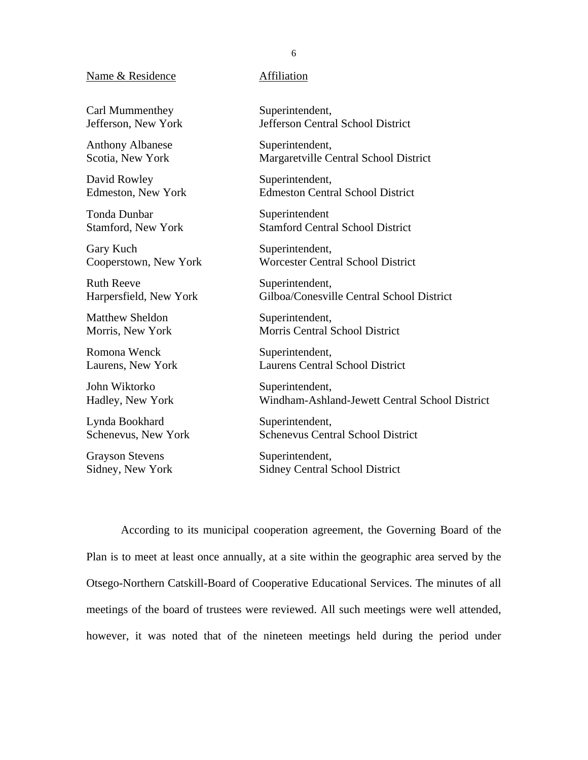| Name & Residence | Affiliation |
|---|---|
| Carl Mummenthey<br>Jefferson, New York | Superintendent,<br>Jefferson Central School District |
| Anthony Albanese<br>Scotia, New York | Superintendent,<br>Margaretville Central School District |
| David Rowley<br>Edmeston, New York | Superintendent,<br>Edmeston Central School District |
| Tonda Dunbar<br>Stamford, New York | Superintendent<br>Stamford Central School District |
| Gary Kuch<br>Cooperstown, New York | Superintendent,<br>Worcester Central School District |
| Ruth Reeve<br>Harpersfield, New York | Superintendent,<br>Gilboa/Conesville Central School District |
| Matthew Sheldon<br>Morris, New York | Superintendent,<br>Morris Central School District |
| Romona Wenck<br>Laurens, New York | Superintendent,<br>Laurens Central School District |
| John Wiktorko<br>Hadley, New York | Superintendent,<br>Windham-Ashland-Jewett Central School District |
| Lynda Bookhard<br>Schenevus, New York | Superintendent,<br>Schenevus Central School District |
| Grayson Stevens<br>Sidney, New York | Superintendent,<br>Sidney Central School District |

According to its municipal cooperation agreement, the Governing Board of the Plan is to meet at least once annually, at a site within the geographic area served by the Otsego-Northern Catskill-Board of Cooperative Educational Services. The minutes of all meetings of the board of trustees were reviewed. All such meetings were well attended, however, it was noted that of the nineteen meetings held during the period under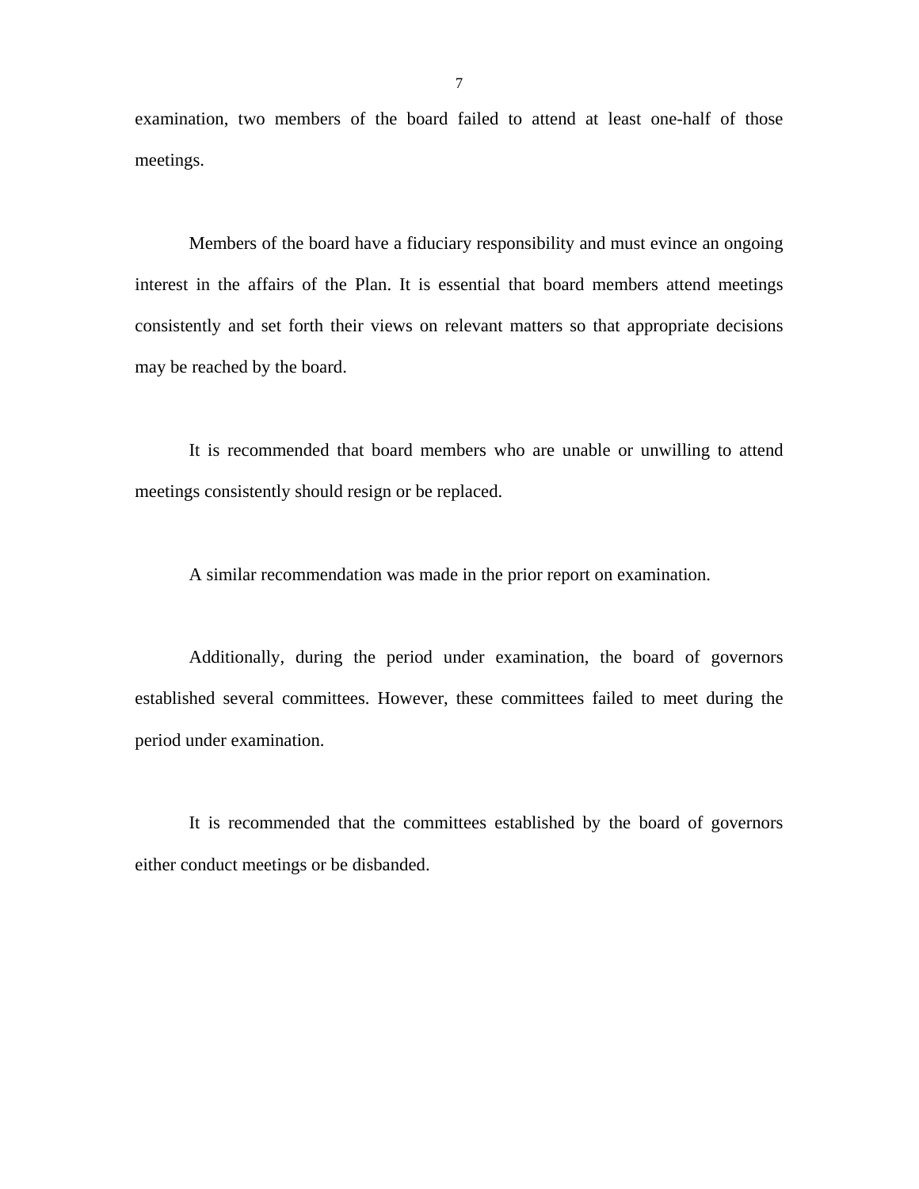examination, two members of the board failed to attend at least one-half of those meetings.

Members of the board have a fiduciary responsibility and must evince an ongoing interest in the affairs of the Plan. It is essential that board members attend meetings consistently and set forth their views on relevant matters so that appropriate decisions may be reached by the board.

It is recommended that board members who are unable or unwilling to attend meetings consistently should resign or be replaced.

A similar recommendation was made in the prior report on examination.

Additionally, during the period under examination, the board of governors established several committees. However, these committees failed to meet during the period under examination.

It is recommended that the committees established by the board of governors either conduct meetings or be disbanded.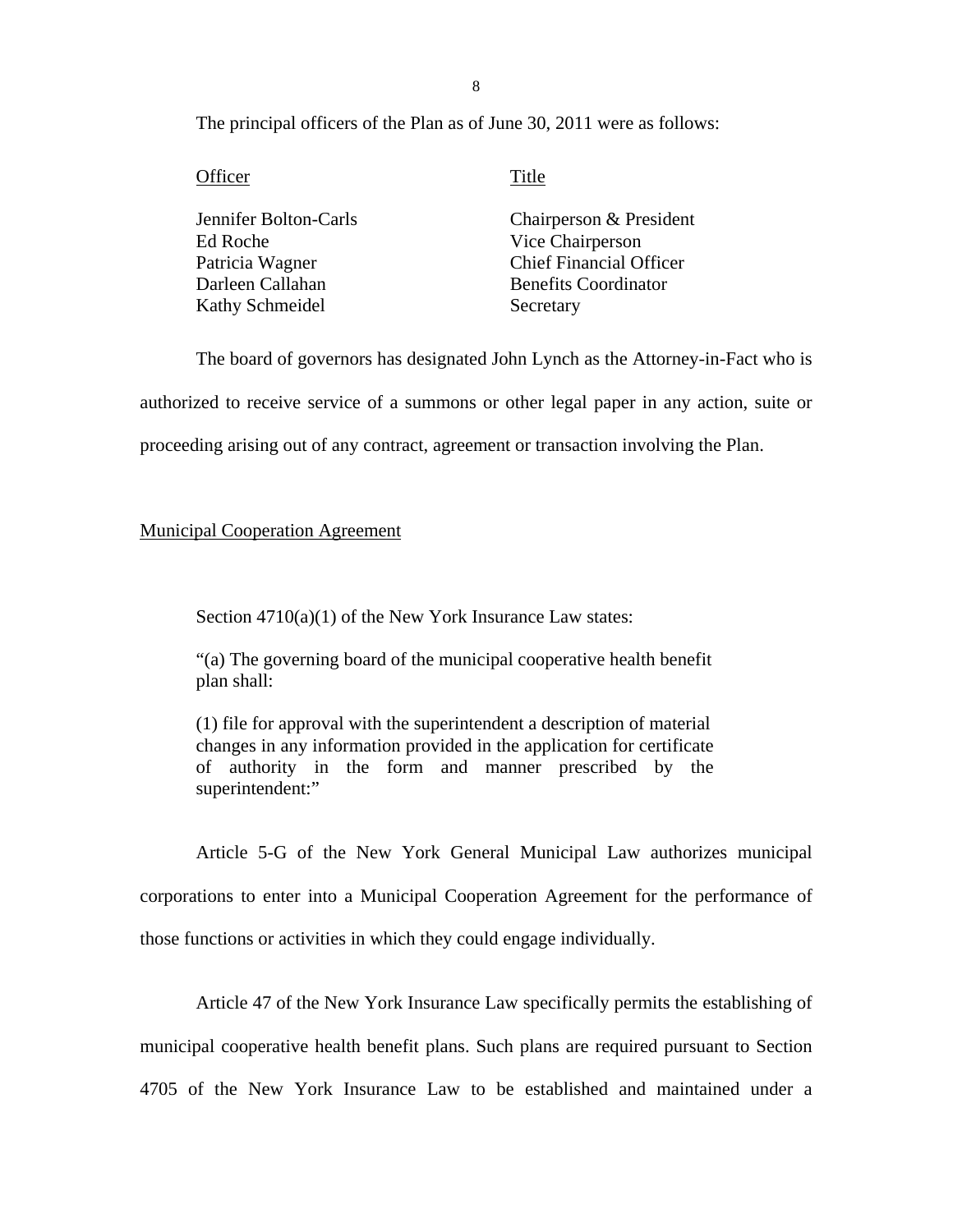The principal officers of the Plan as of June 30, 2011 were as follows:

| Officer | Title |
|---|---|
| Jennifer Bolton-Carls | Chairperson & President |
| Ed Roche | Vice Chairperson |
| Patricia Wagner | Chief Financial Officer |
| Darleen Callahan | Benefits Coordinator |
| Kathy Schmeidel | Secretary |

The board of governors has designated John Lynch as the Attorney-in-Fact who is authorized to receive service of a summons or other legal paper in any action, suite or proceeding arising out of any contract, agreement or transaction involving the Plan.

## Municipal Cooperation Agreement

Section 4710(a)(1) of the New York Insurance Law states:

> "(a) The governing board of the municipal cooperative health benefit plan shall:
>
> (1) file for approval with the superintendent a description of material changes in any information provided in the application for certificate of authority in the form and manner prescribed by the superintendent:"

Article 5-G of the New York General Municipal Law authorizes municipal corporations to enter into a Municipal Cooperation Agreement for the performance of those functions or activities in which they could engage individually.

Article 47 of the New York Insurance Law specifically permits the establishing of municipal cooperative health benefit plans. Such plans are required pursuant to Section 4705 of the New York Insurance Law to be established and maintained under a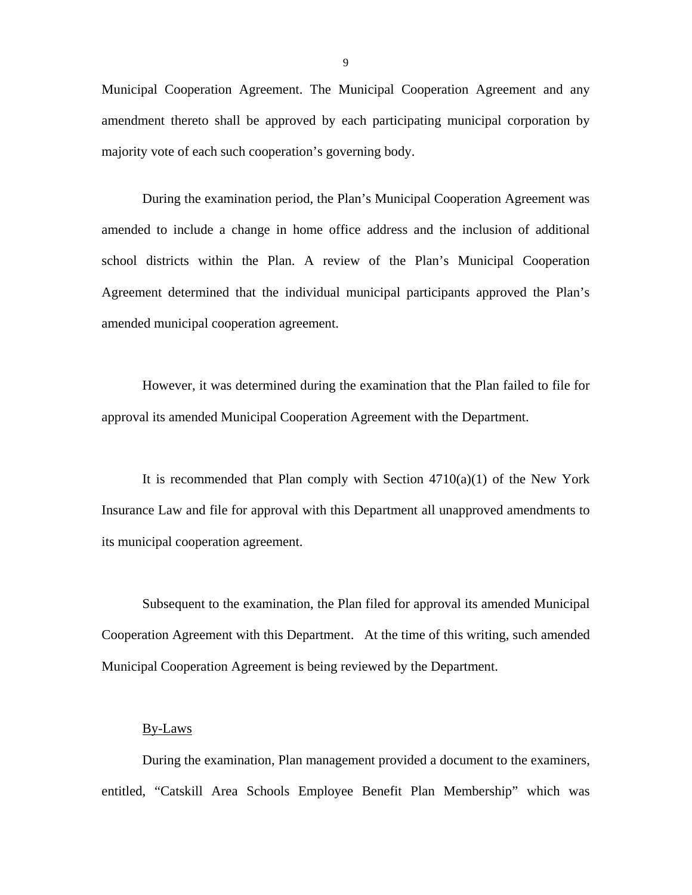Municipal Cooperation Agreement. The Municipal Cooperation Agreement and any amendment thereto shall be approved by each participating municipal corporation by majority vote of each such cooperation's governing body.

During the examination period, the Plan's Municipal Cooperation Agreement was amended to include a change in home office address and the inclusion of additional school districts within the Plan. A review of the Plan's Municipal Cooperation Agreement determined that the individual municipal participants approved the Plan's amended municipal cooperation agreement.

However, it was determined during the examination that the Plan failed to file for approval its amended Municipal Cooperation Agreement with the Department.

It is recommended that Plan comply with Section 4710(a)(1) of the New York Insurance Law and file for approval with this Department all unapproved amendments to its municipal cooperation agreement.

Subsequent to the examination, the Plan filed for approval its amended Municipal Cooperation Agreement with this Department. At the time of this writing, such amended Municipal Cooperation Agreement is being reviewed by the Department.

<u>By-Laws</u>

During the examination, Plan management provided a document to the examiners, entitled, "Catskill Area Schools Employee Benefit Plan Membership" which was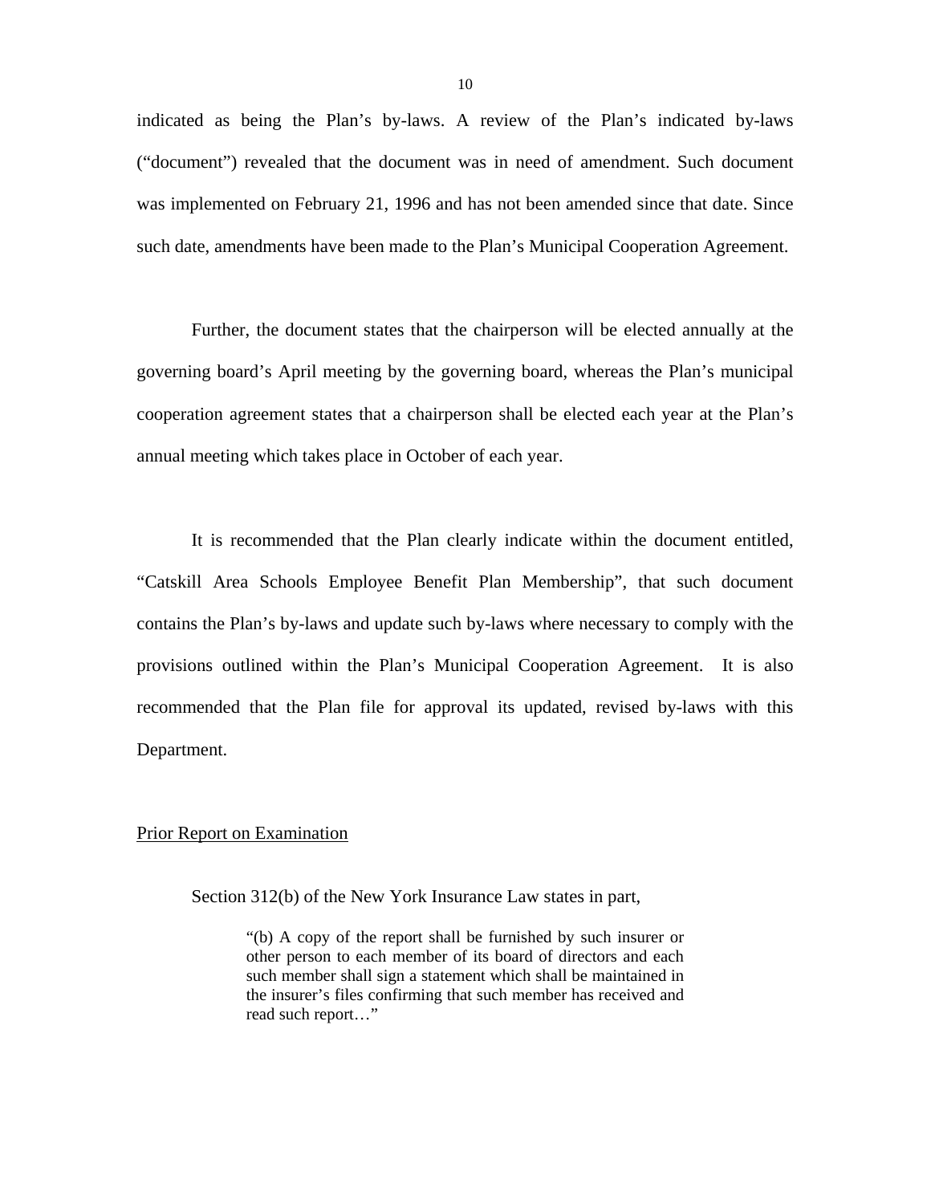indicated as being the Plan's by-laws. A review of the Plan's indicated by-laws ("document") revealed that the document was in need of amendment. Such document was implemented on February 21, 1996 and has not been amended since that date. Since such date, amendments have been made to the Plan's Municipal Cooperation Agreement.

Further, the document states that the chairperson will be elected annually at the governing board's April meeting by the governing board, whereas the Plan's municipal cooperation agreement states that a chairperson shall be elected each year at the Plan's annual meeting which takes place in October of each year.

It is recommended that the Plan clearly indicate within the document entitled, "Catskill Area Schools Employee Benefit Plan Membership", that such document contains the Plan's by-laws and update such by-laws where necessary to comply with the provisions outlined within the Plan's Municipal Cooperation Agreement. It is also recommended that the Plan file for approval its updated, revised by-laws with this Department.

## Prior Report on Examination

Section 312(b) of the New York Insurance Law states in part,

> "(b) A copy of the report shall be furnished by such insurer or other person to each member of its board of directors and each such member shall sign a statement which shall be maintained in the insurer's files confirming that such member has received and read such report…"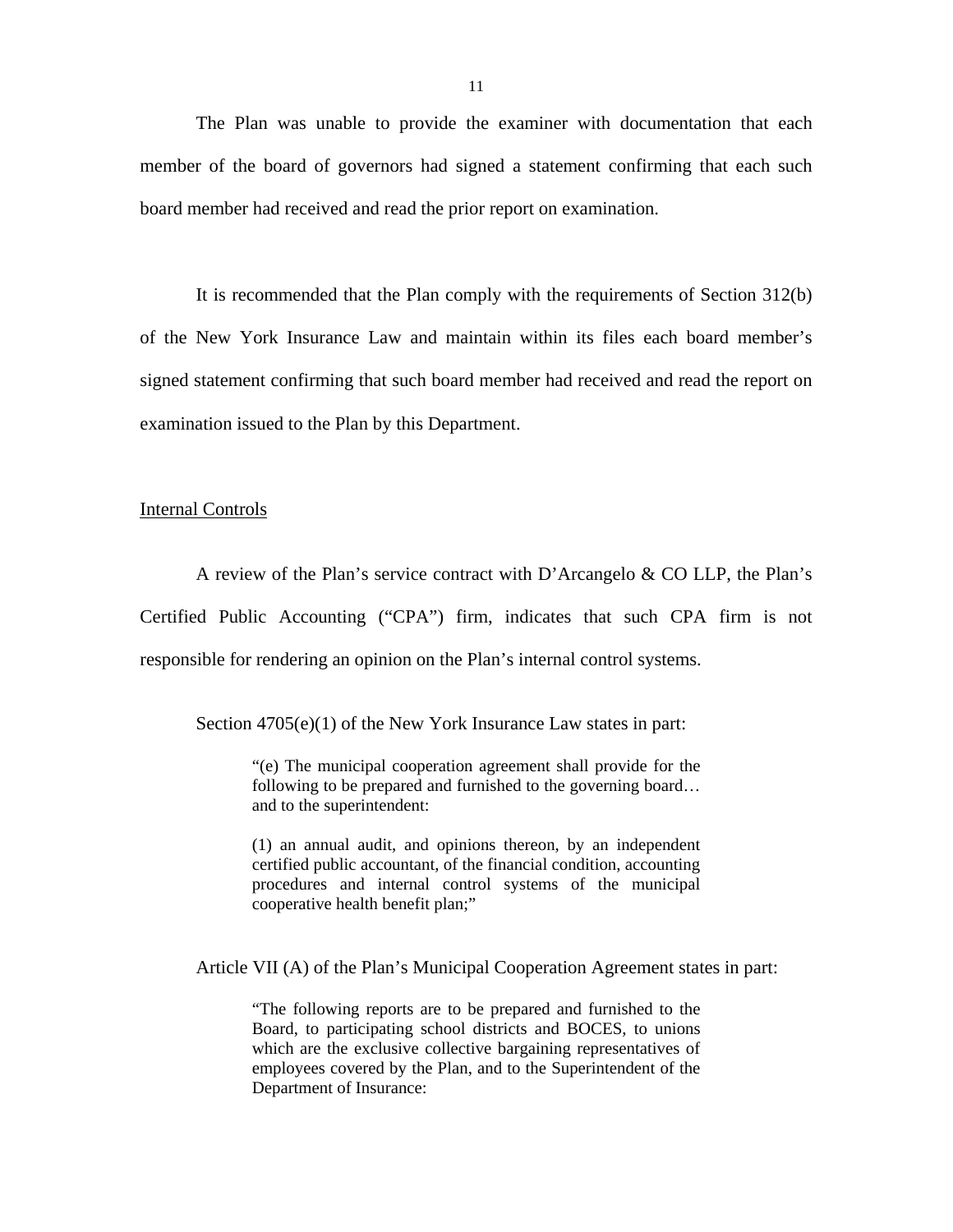The Plan was unable to provide the examiner with documentation that each member of the board of governors had signed a statement confirming that each such board member had received and read the prior report on examination.

It is recommended that the Plan comply with the requirements of Section 312(b) of the New York Insurance Law and maintain within its files each board member's signed statement confirming that such board member had received and read the report on examination issued to the Plan by this Department.

Internal Controls

A review of the Plan's service contract with D'Arcangelo & CO LLP, the Plan's Certified Public Accounting ("CPA") firm, indicates that such CPA firm is not responsible for rendering an opinion on the Plan's internal control systems.

Section 4705(e)(1) of the New York Insurance Law states in part:

> "(e) The municipal cooperation agreement shall provide for the following to be prepared and furnished to the governing board… and to the superintendent:
>
> (1) an annual audit, and opinions thereon, by an independent certified public accountant, of the financial condition, accounting procedures and internal control systems of the municipal cooperative health benefit plan;"

Article VII (A) of the Plan's Municipal Cooperation Agreement states in part:

> "The following reports are to be prepared and furnished to the Board, to participating school districts and BOCES, to unions which are the exclusive collective bargaining representatives of employees covered by the Plan, and to the Superintendent of the Department of Insurance: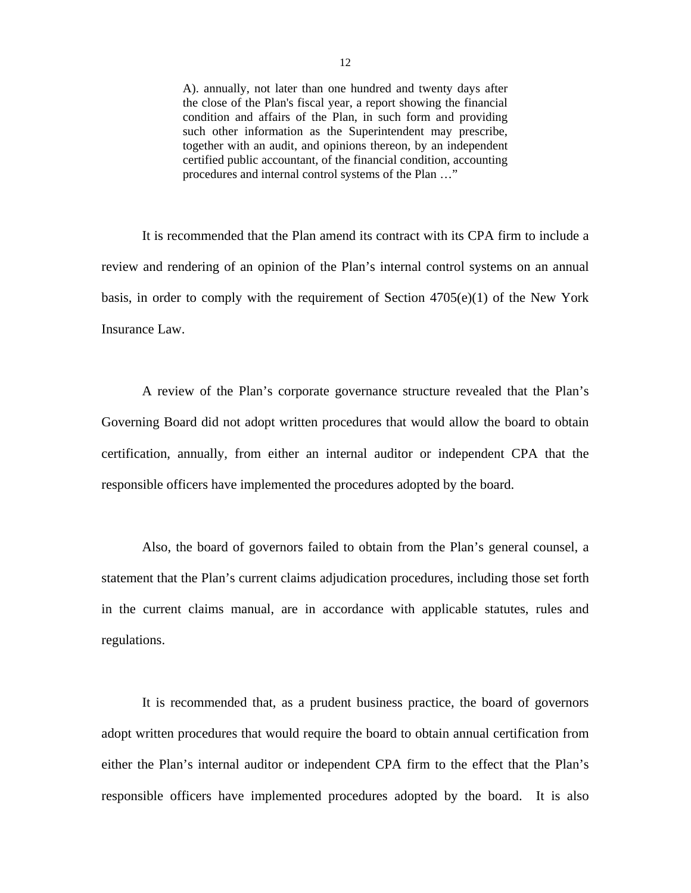> A). annually, not later than one hundred and twenty days after the close of the Plan's fiscal year, a report showing the financial condition and affairs of the Plan, in such form and providing such other information as the Superintendent may prescribe, together with an audit, and opinions thereon, by an independent certified public accountant, of the financial condition, accounting procedures and internal control systems of the Plan …"

It is recommended that the Plan amend its contract with its CPA firm to include a review and rendering of an opinion of the Plan's internal control systems on an annual basis, in order to comply with the requirement of Section 4705(e)(1) of the New York Insurance Law.

A review of the Plan's corporate governance structure revealed that the Plan's Governing Board did not adopt written procedures that would allow the board to obtain certification, annually, from either an internal auditor or independent CPA that the responsible officers have implemented the procedures adopted by the board.

Also, the board of governors failed to obtain from the Plan's general counsel, a statement that the Plan's current claims adjudication procedures, including those set forth in the current claims manual, are in accordance with applicable statutes, rules and regulations.

It is recommended that, as a prudent business practice, the board of governors adopt written procedures that would require the board to obtain annual certification from either the Plan's internal auditor or independent CPA firm to the effect that the Plan's responsible officers have implemented procedures adopted by the board. It is also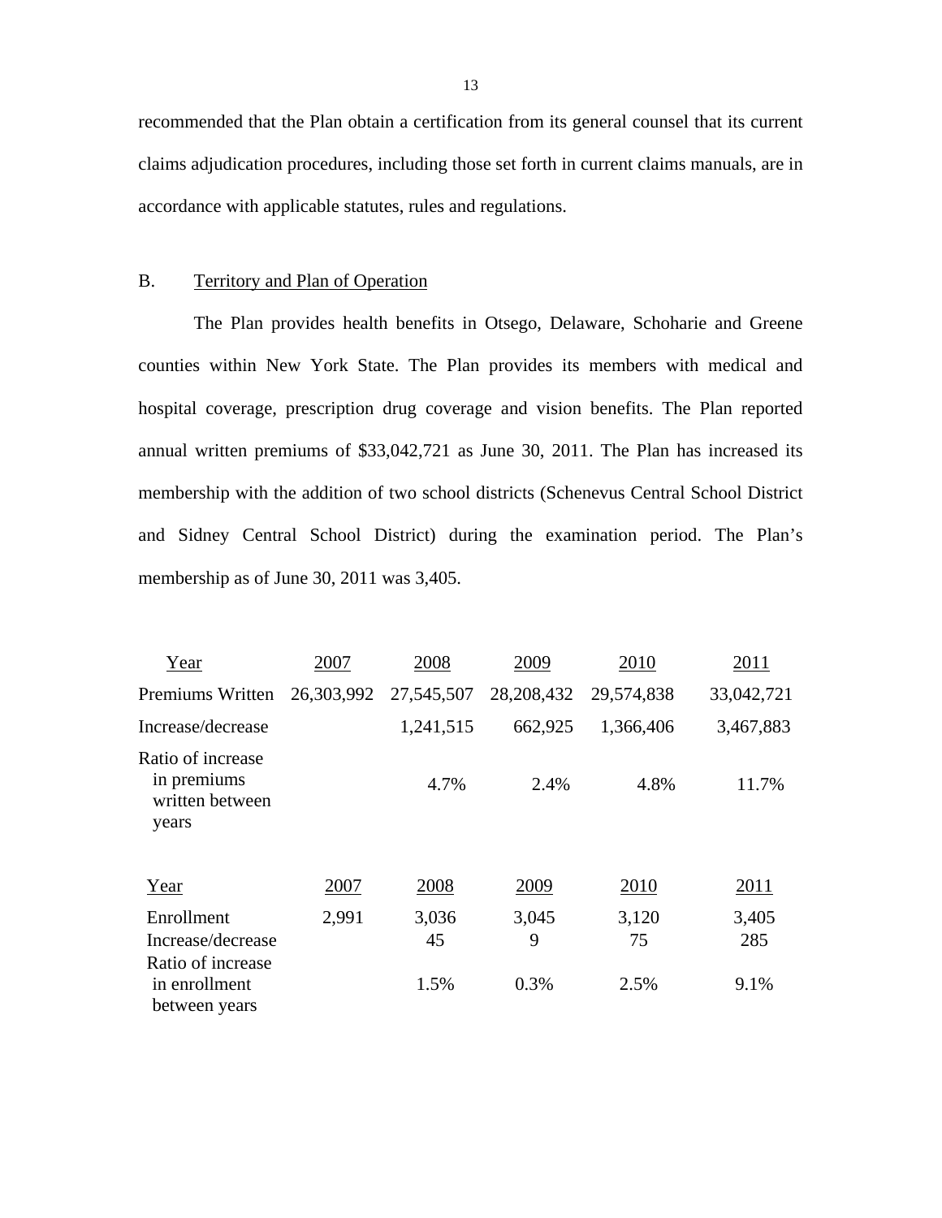recommended that the Plan obtain a certification from its general counsel that its current claims adjudication procedures, including those set forth in current claims manuals, are in accordance with applicable statutes, rules and regulations.

## B. Territory and Plan of Operation

The Plan provides health benefits in Otsego, Delaware, Schoharie and Greene counties within New York State. The Plan provides its members with medical and hospital coverage, prescription drug coverage and vision benefits. The Plan reported annual written premiums of $33,042,721 as June 30, 2011. The Plan has increased its membership with the addition of two school districts (Schenevus Central School District and Sidney Central School District) during the examination period. The Plan's membership as of June 30, 2011 was 3,405.

| Year | 2007 | 2008 | 2009 | 2010 | 2011 |
|---|---|---|---|---|---|
| Premiums Written | 26,303,992 | 27,545,507 | 28,208,432 | 29,574,838 | 33,042,721 |
| Increase/decrease | | 1,241,515 | 662,925 | 1,366,406 | 3,467,883 |
| Ratio of increase in premiums written between years | | 4.7% | 2.4% | 4.8% | 11.7% |

| Year | 2007 | 2008 | 2009 | 2010 | 2011 |
|---|---|---|---|---|---|
| Enrollment | 2,991 | 3,036 | 3,045 | 3,120 | 3,405 |
| Increase/decrease | | 45 | 9 | 75 | 285 |
| Ratio of increase in enrollment between years | | 1.5% | 0.3% | 2.5% | 9.1% |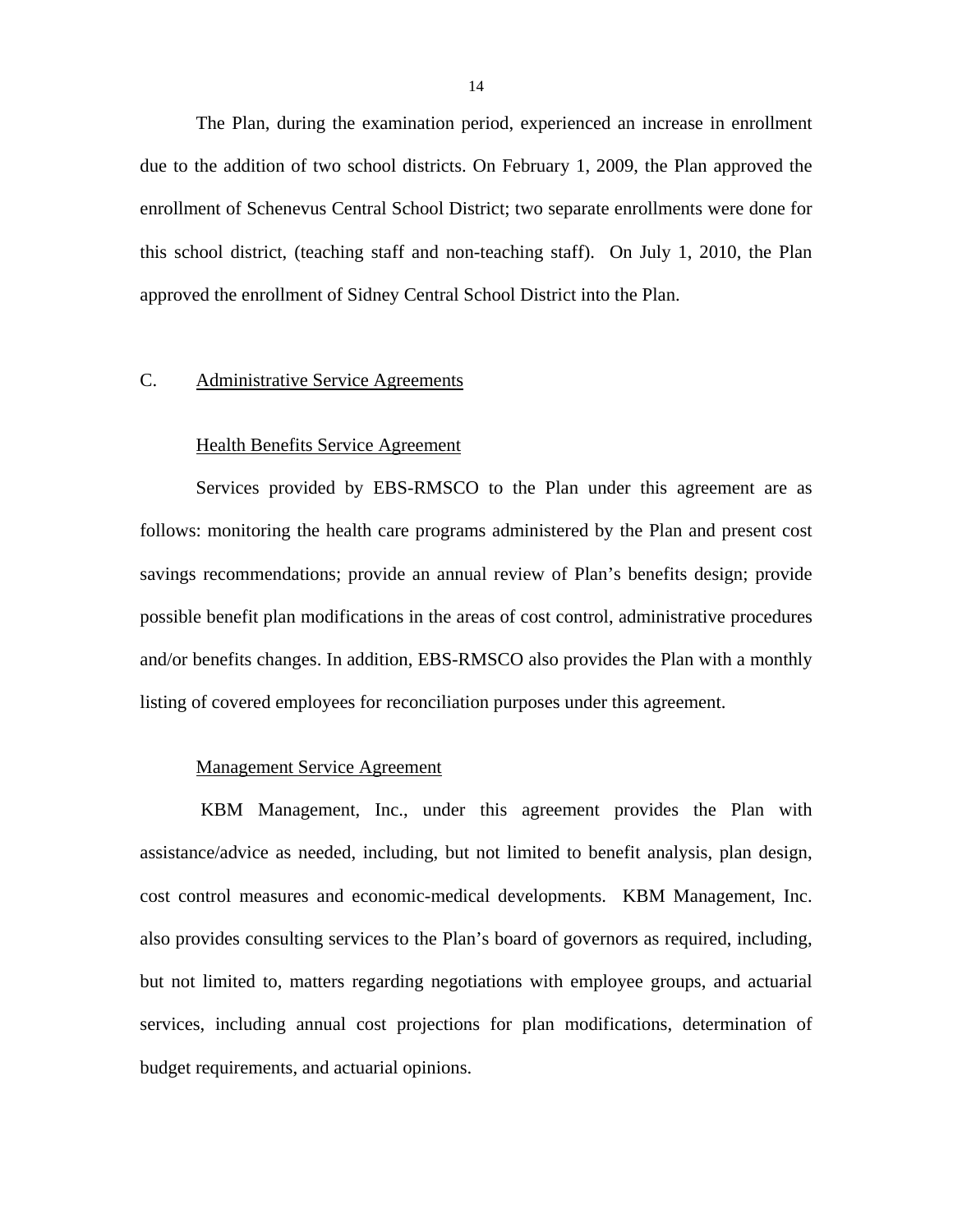The Plan, during the examination period, experienced an increase in enrollment due to the addition of two school districts. On February 1, 2009, the Plan approved the enrollment of Schenevus Central School District; two separate enrollments were done for this school district, (teaching staff and non-teaching staff). On July 1, 2010, the Plan approved the enrollment of Sidney Central School District into the Plan.

## C. Administrative Service Agreements

### Health Benefits Service Agreement

Services provided by EBS-RMSCO to the Plan under this agreement are as follows: monitoring the health care programs administered by the Plan and present cost savings recommendations; provide an annual review of Plan's benefits design; provide possible benefit plan modifications in the areas of cost control, administrative procedures and/or benefits changes. In addition, EBS-RMSCO also provides the Plan with a monthly listing of covered employees for reconciliation purposes under this agreement.

### Management Service Agreement

KBM Management, Inc., under this agreement provides the Plan with assistance/advice as needed, including, but not limited to benefit analysis, plan design, cost control measures and economic-medical developments. KBM Management, Inc. also provides consulting services to the Plan's board of governors as required, including, but not limited to, matters regarding negotiations with employee groups, and actuarial services, including annual cost projections for plan modifications, determination of budget requirements, and actuarial opinions.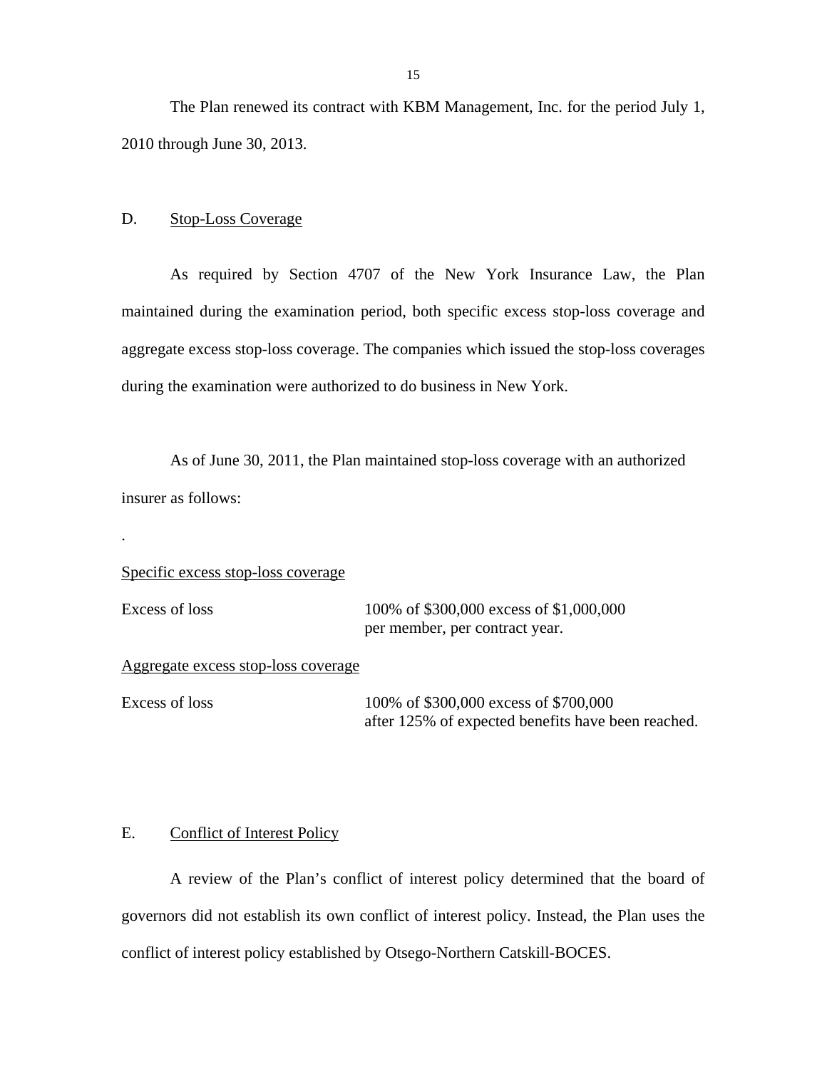The Plan renewed its contract with KBM Management, Inc. for the period July 1, 2010 through June 30, 2013.

## D. Stop-Loss Coverage

As required by Section 4707 of the New York Insurance Law, the Plan maintained during the examination period, both specific excess stop-loss coverage and aggregate excess stop-loss coverage. The companies which issued the stop-loss coverages during the examination were authorized to do business in New York.

As of June 30, 2011, the Plan maintained stop-loss coverage with an authorized insurer as follows:

.

Specific excess stop-loss coverage

| | |
|---|---|
| Excess of loss | 100% of $300,000 excess of $1,000,000 per member, per contract year. |

Aggregate excess stop-loss coverage

| | |
|---|---|
| Excess of loss | 100% of $300,000 excess of $700,000 after 125% of expected benefits have been reached. |

## E. Conflict of Interest Policy

A review of the Plan's conflict of interest policy determined that the board of governors did not establish its own conflict of interest policy. Instead, the Plan uses the conflict of interest policy established by Otsego-Northern Catskill-BOCES.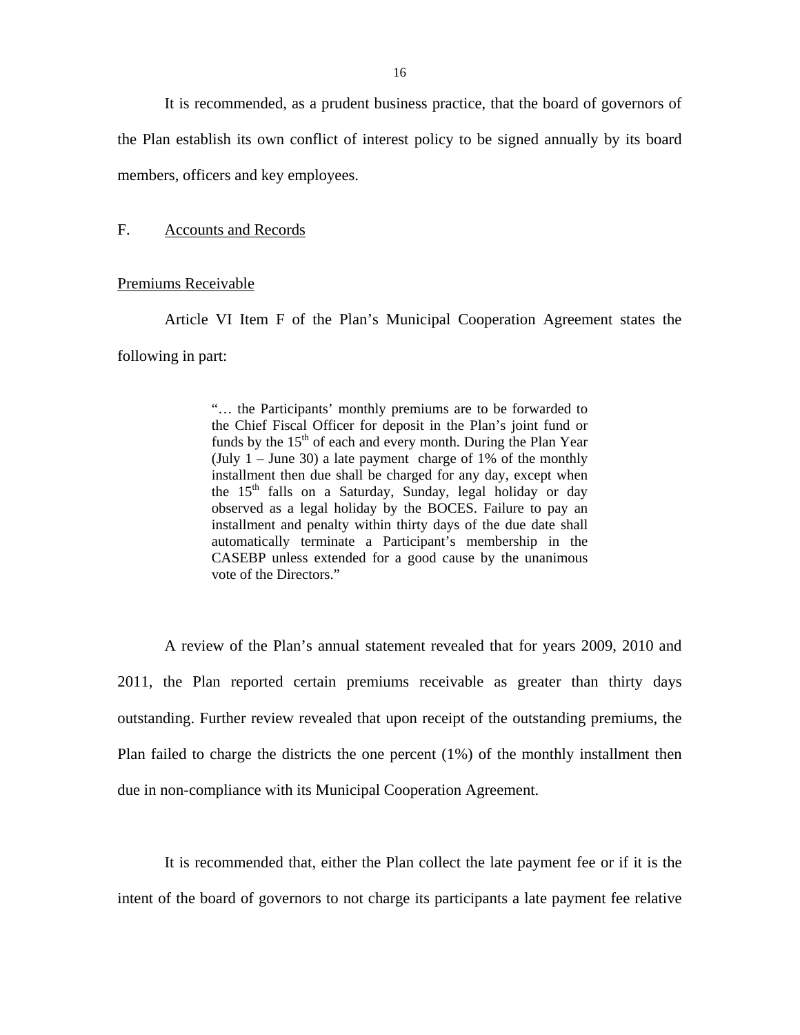It is recommended, as a prudent business practice, that the board of governors of the Plan establish its own conflict of interest policy to be signed annually by its board members, officers and key employees.

## F. Accounts and Records

### Premiums Receivable

Article VI Item F of the Plan's Municipal Cooperation Agreement states the following in part:

> "… the Participants' monthly premiums are to be forwarded to the Chief Fiscal Officer for deposit in the Plan's joint fund or funds by the 15th of each and every month. During the Plan Year (July 1 – June 30) a late payment charge of 1% of the monthly installment then due shall be charged for any day, except when the 15th falls on a Saturday, Sunday, legal holiday or day observed as a legal holiday by the BOCES. Failure to pay an installment and penalty within thirty days of the due date shall automatically terminate a Participant's membership in the CASEBP unless extended for a good cause by the unanimous vote of the Directors."

A review of the Plan's annual statement revealed that for years 2009, 2010 and 2011, the Plan reported certain premiums receivable as greater than thirty days outstanding. Further review revealed that upon receipt of the outstanding premiums, the Plan failed to charge the districts the one percent (1%) of the monthly installment then due in non-compliance with its Municipal Cooperation Agreement.

It is recommended that, either the Plan collect the late payment fee or if it is the intent of the board of governors to not charge its participants a late payment fee relative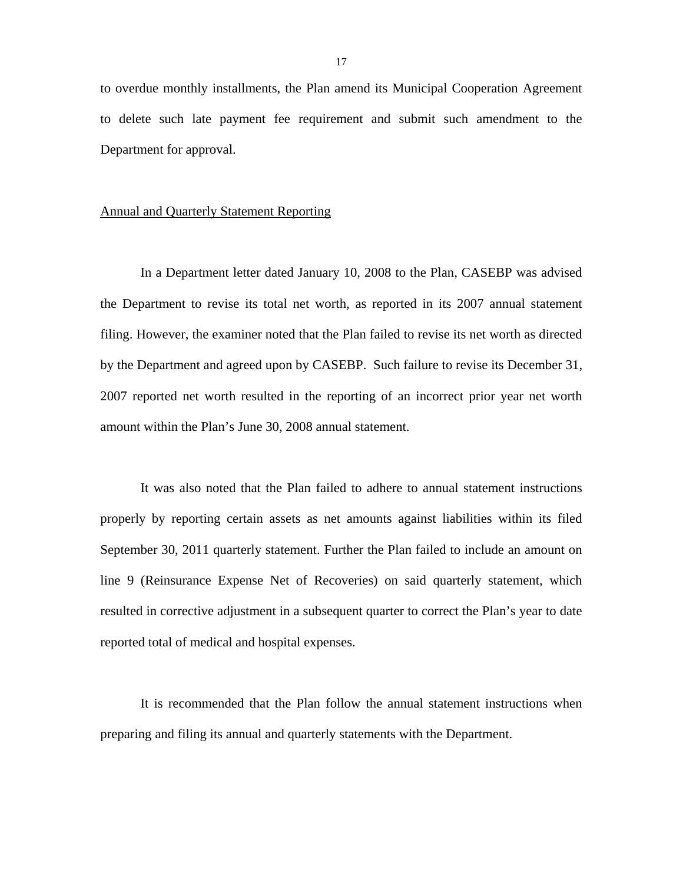to overdue monthly installments, the Plan amend its Municipal Cooperation Agreement to delete such late payment fee requirement and submit such amendment to the Department for approval.

## Annual and Quarterly Statement Reporting

In a Department letter dated January 10, 2008 to the Plan, CASEBP was advised the Department to revise its total net worth, as reported in its 2007 annual statement filing. However, the examiner noted that the Plan failed to revise its net worth as directed by the Department and agreed upon by CASEBP. Such failure to revise its December 31, 2007 reported net worth resulted in the reporting of an incorrect prior year net worth amount within the Plan's June 30, 2008 annual statement.

It was also noted that the Plan failed to adhere to annual statement instructions properly by reporting certain assets as net amounts against liabilities within its filed September 30, 2011 quarterly statement. Further the Plan failed to include an amount on line 9 (Reinsurance Expense Net of Recoveries) on said quarterly statement, which resulted in corrective adjustment in a subsequent quarter to correct the Plan's year to date reported total of medical and hospital expenses.

It is recommended that the Plan follow the annual statement instructions when preparing and filing its annual and quarterly statements with the Department.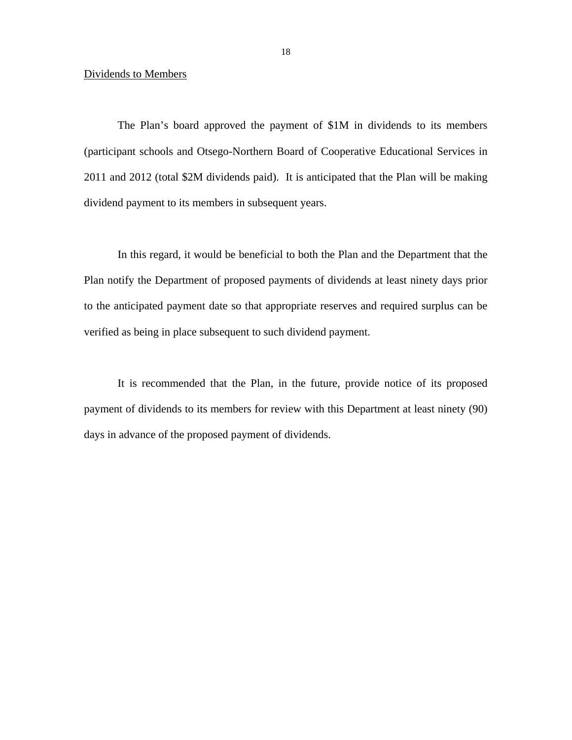## Dividends to Members

The Plan's board approved the payment of $1M in dividends to its members (participant schools and Otsego-Northern Board of Cooperative Educational Services in 2011 and 2012 (total $2M dividends paid). It is anticipated that the Plan will be making dividend payment to its members in subsequent years.

In this regard, it would be beneficial to both the Plan and the Department that the Plan notify the Department of proposed payments of dividends at least ninety days prior to the anticipated payment date so that appropriate reserves and required surplus can be verified as being in place subsequent to such dividend payment.

It is recommended that the Plan, in the future, provide notice of its proposed payment of dividends to its members for review with this Department at least ninety (90) days in advance of the proposed payment of dividends.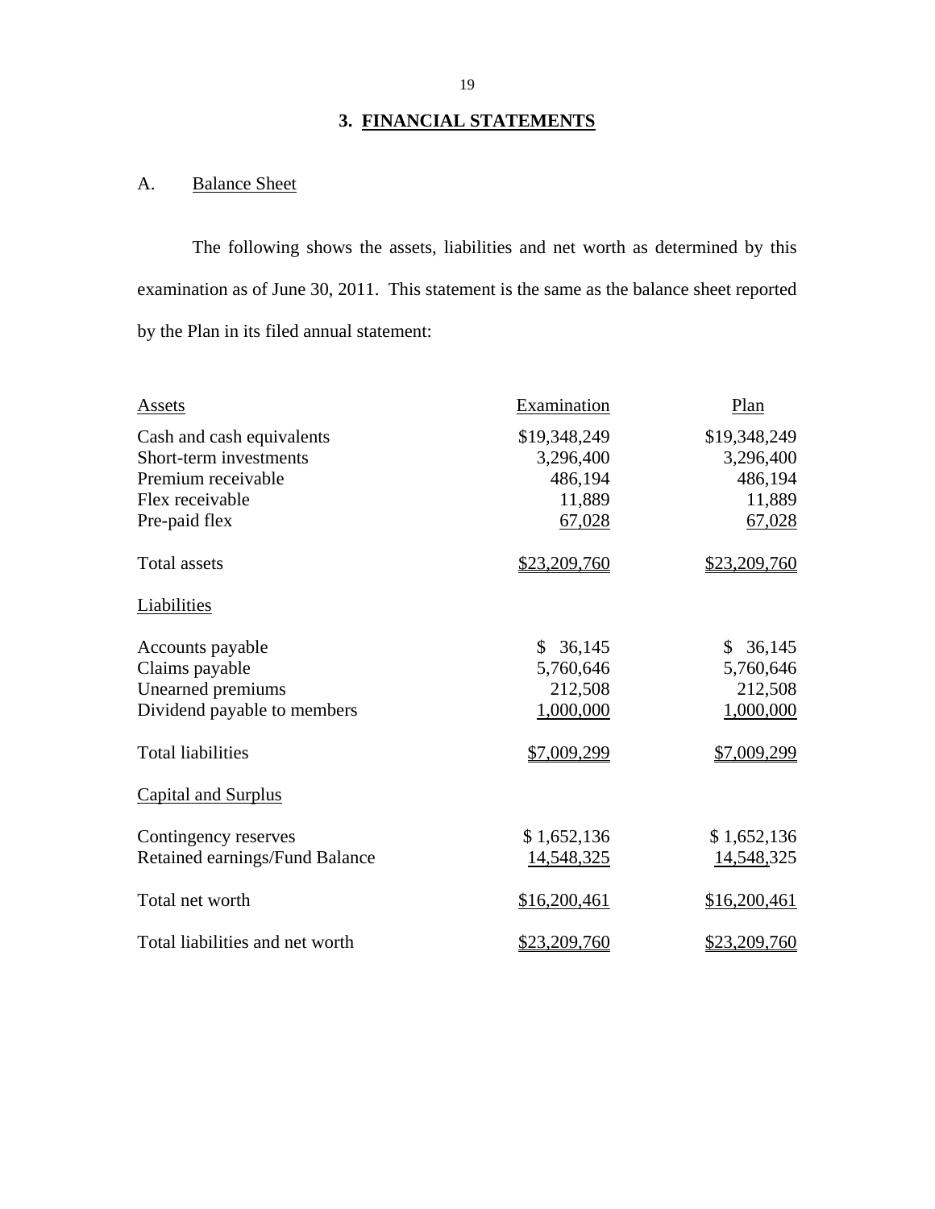## 3. FINANCIAL STATEMENTS

A. Balance Sheet

The following shows the assets, liabilities and net worth as determined by this examination as of June 30, 2011. This statement is the same as the balance sheet reported by the Plan in its filed annual statement:

| Assets | Examination | Plan |
|---|---|---|
| Cash and cash equivalents | $19,348,249 | $19,348,249 |
| Short-term investments | 3,296,400 | 3,296,400 |
| Premium receivable | 486,194 | 486,194 |
| Flex receivable | 11,889 | 11,889 |
| Pre-paid flex | 67,028 | 67,028 |
| Total assets | $23,209,760 | $23,209,760 |
| Liabilities | | |
| Accounts payable | $ 36,145 | $ 36,145 |
| Claims payable | 5,760,646 | 5,760,646 |
| Unearned premiums | 212,508 | 212,508 |
| Dividend payable to members | 1,000,000 | 1,000,000 |
| Total liabilities | $7,009,299 | $7,009,299 |
| Capital and Surplus | | |
| Contingency reserves | $ 1,652,136 | $ 1,652,136 |
| Retained earnings/Fund Balance | 14,548,325 | 14,548,325 |
| Total net worth | $16,200,461 | $16,200,461 |
| Total liabilities and net worth | $23,209,760 | $23,209,760 |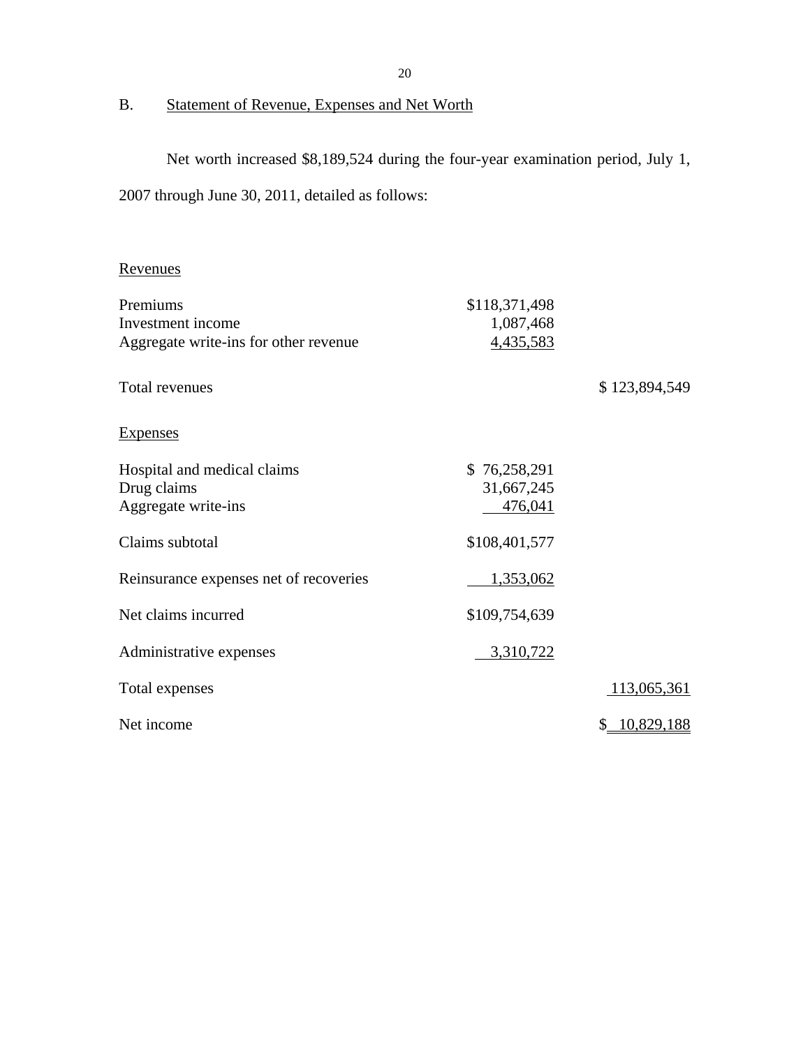## B. Statement of Revenue, Expenses and Net Worth

Net worth increased $8,189,524 during the four-year examination period, July 1, 2007 through June 30, 2011, detailed as follows:

| | | |
|---|---|---|
| Revenues | | |
| Premiums | $118,371,498 | |
| Investment income | 1,087,468 | |
| Aggregate write-ins for other revenue | 4,435,583 | |
| Total revenues | | $ 123,894,549 |
| Expenses | | |
| Hospital and medical claims | $ 76,258,291 | |
| Drug claims | 31,667,245 | |
| Aggregate write-ins | 476,041 | |
| Claims subtotal | $108,401,577 | |
| Reinsurance expenses net of recoveries | 1,353,062 | |
| Net claims incurred | $109,754,639 | |
| Administrative expenses | 3,310,722 | |
| Total expenses | | 113,065,361 |
| Net income | | $ 10,829,188 |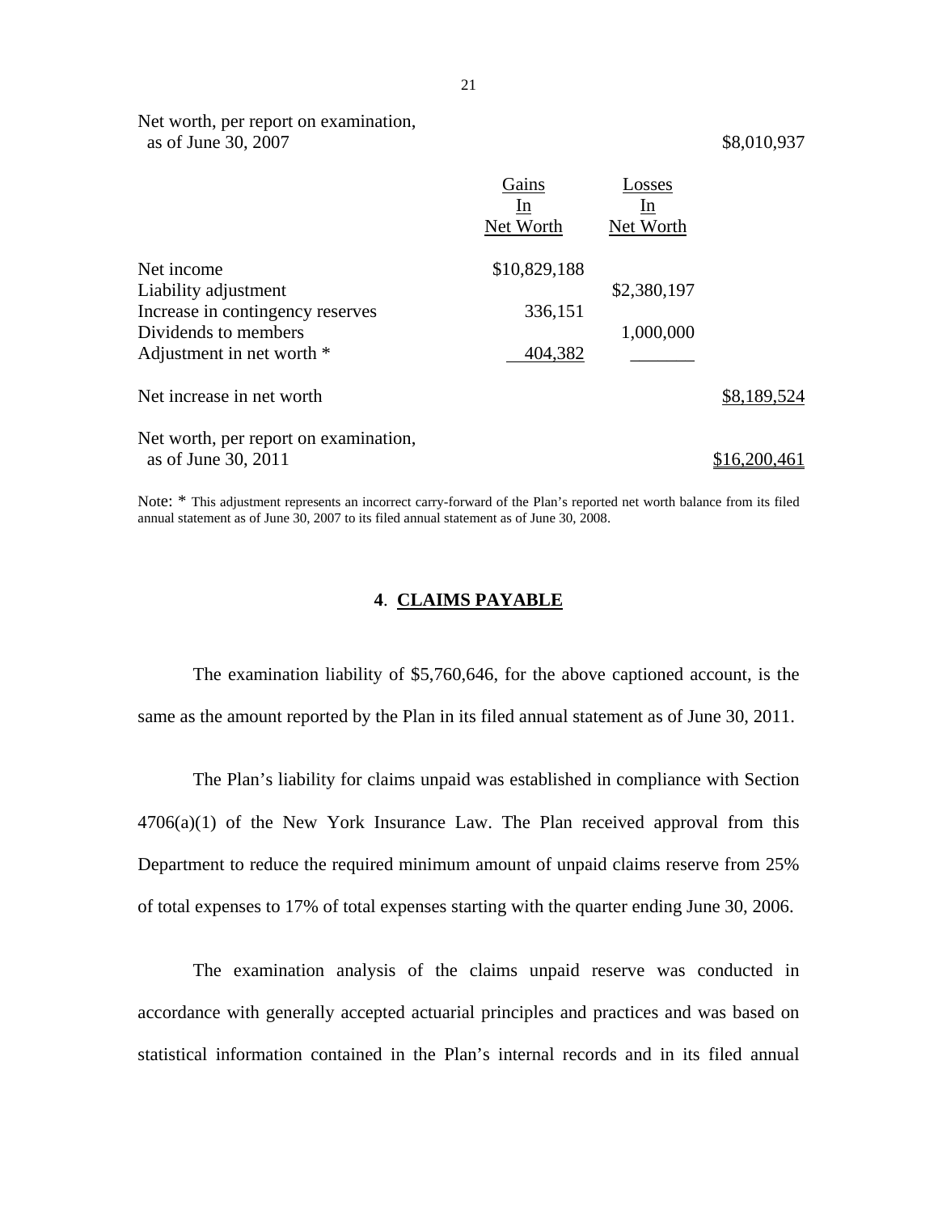Net worth, per report on examination, as of June 30, 2007 $8,010,937

| | Gains In Net Worth | Losses In Net Worth | |
|---|---|---|---|
| Net income | $10,829,188 | | |
| Liability adjustment | | $2,380,197 | |
| Increase in contingency reserves | 336,151 | | |
| Dividends to members | | 1,000,000 | |
| Adjustment in net worth * | 404,382 | | |
| Net increase in net worth | | | $8,189,524 |
| Net worth, per report on examination, as of June 30, 2011 | | | $16,200,461 |

Note: * This adjustment represents an incorrect carry-forward of the Plan's reported net worth balance from its filed annual statement as of June 30, 2007 to its filed annual statement as of June 30, 2008.

## 4. CLAIMS PAYABLE

The examination liability of $5,760,646, for the above captioned account, is the same as the amount reported by the Plan in its filed annual statement as of June 30, 2011.

The Plan's liability for claims unpaid was established in compliance with Section 4706(a)(1) of the New York Insurance Law. The Plan received approval from this Department to reduce the required minimum amount of unpaid claims reserve from 25% of total expenses to 17% of total expenses starting with the quarter ending June 30, 2006.

The examination analysis of the claims unpaid reserve was conducted in accordance with generally accepted actuarial principles and practices and was based on statistical information contained in the Plan's internal records and in its filed annual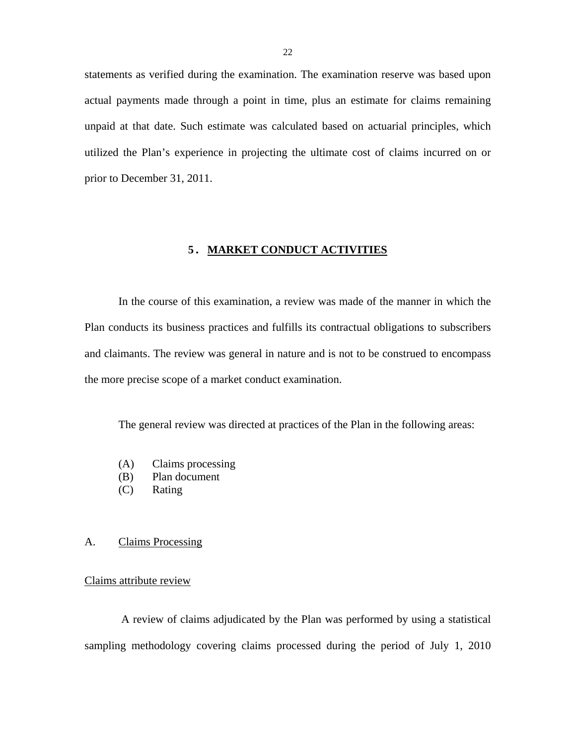statements as verified during the examination. The examination reserve was based upon actual payments made through a point in time, plus an estimate for claims remaining unpaid at that date. Such estimate was calculated based on actuarial principles, which utilized the Plan's experience in projecting the ultimate cost of claims incurred on or prior to December 31, 2011.

## 5. MARKET CONDUCT ACTIVITIES

In the course of this examination, a review was made of the manner in which the Plan conducts its business practices and fulfills its contractual obligations to subscribers and claimants. The review was general in nature and is not to be construed to encompass the more precise scope of a market conduct examination.

The general review was directed at practices of the Plan in the following areas:

(A) Claims processing
(B) Plan document
(C) Rating

### A. Claims Processing

#### Claims attribute review

A review of claims adjudicated by the Plan was performed by using a statistical sampling methodology covering claims processed during the period of July 1, 2010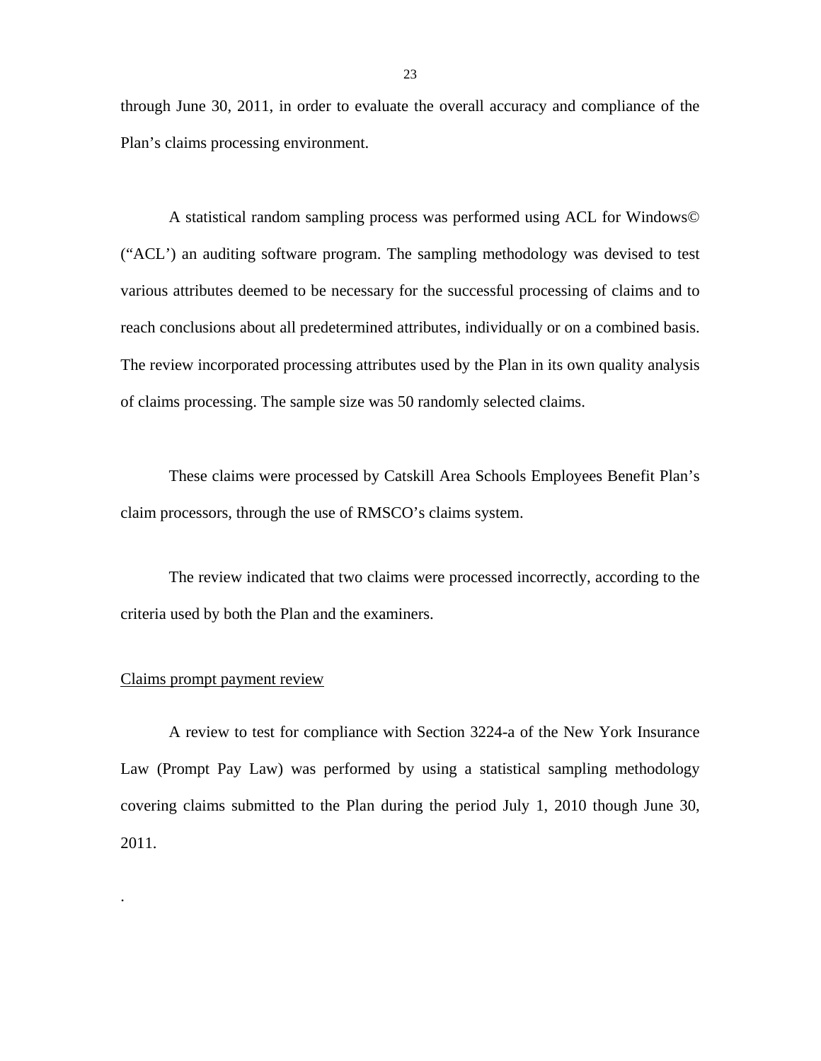through June 30, 2011, in order to evaluate the overall accuracy and compliance of the Plan's claims processing environment.

A statistical random sampling process was performed using ACL for Windows© ("ACL') an auditing software program. The sampling methodology was devised to test various attributes deemed to be necessary for the successful processing of claims and to reach conclusions about all predetermined attributes, individually or on a combined basis. The review incorporated processing attributes used by the Plan in its own quality analysis of claims processing. The sample size was 50 randomly selected claims.

These claims were processed by Catskill Area Schools Employees Benefit Plan's claim processors, through the use of RMSCO's claims system.

The review indicated that two claims were processed incorrectly, according to the criteria used by both the Plan and the examiners.

Claims prompt payment review

A review to test for compliance with Section 3224-a of the New York Insurance Law (Prompt Pay Law) was performed by using a statistical sampling methodology covering claims submitted to the Plan during the period July 1, 2010 though June 30, 2011.

.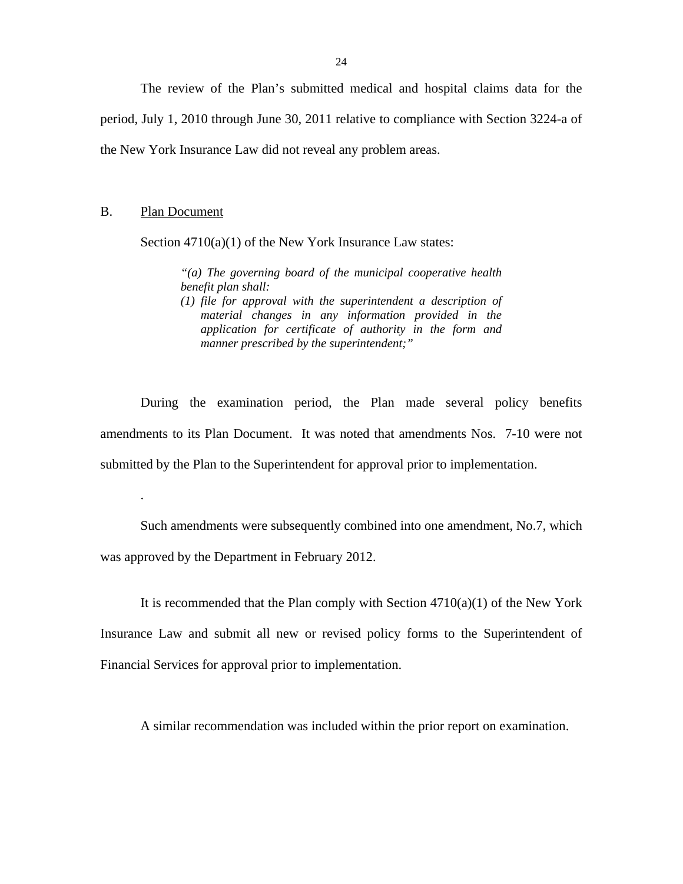The review of the Plan's submitted medical and hospital claims data for the period, July 1, 2010 through June 30, 2011 relative to compliance with Section 3224-a of the New York Insurance Law did not reveal any problem areas.

B. <u>Plan Document</u>

Section 4710(a)(1) of the New York Insurance Law states:

> *"(a) The governing board of the municipal cooperative health benefit plan shall:*
>
> *(1) file for approval with the superintendent a description of material changes in any information provided in the application for certificate of authority in the form and manner prescribed by the superintendent;"*

During the examination period, the Plan made several policy benefits amendments to its Plan Document. It was noted that amendments Nos. 7-10 were not submitted by the Plan to the Superintendent for approval prior to implementation.

.

Such amendments were subsequently combined into one amendment, No.7, which was approved by the Department in February 2012.

It is recommended that the Plan comply with Section 4710(a)(1) of the New York Insurance Law and submit all new or revised policy forms to the Superintendent of Financial Services for approval prior to implementation.

A similar recommendation was included within the prior report on examination.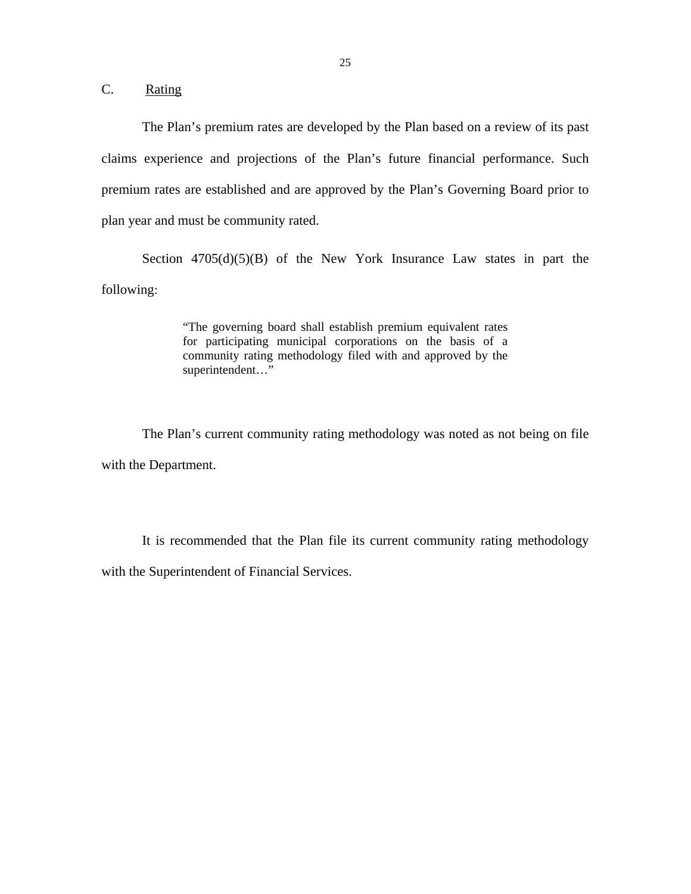## C. Rating

The Plan's premium rates are developed by the Plan based on a review of its past claims experience and projections of the Plan's future financial performance. Such premium rates are established and are approved by the Plan's Governing Board prior to plan year and must be community rated.

Section 4705(d)(5)(B) of the New York Insurance Law states in part the following:

> "The governing board shall establish premium equivalent rates for participating municipal corporations on the basis of a community rating methodology filed with and approved by the superintendent…"

The Plan's current community rating methodology was noted as not being on file with the Department.

It is recommended that the Plan file its current community rating methodology with the Superintendent of Financial Services.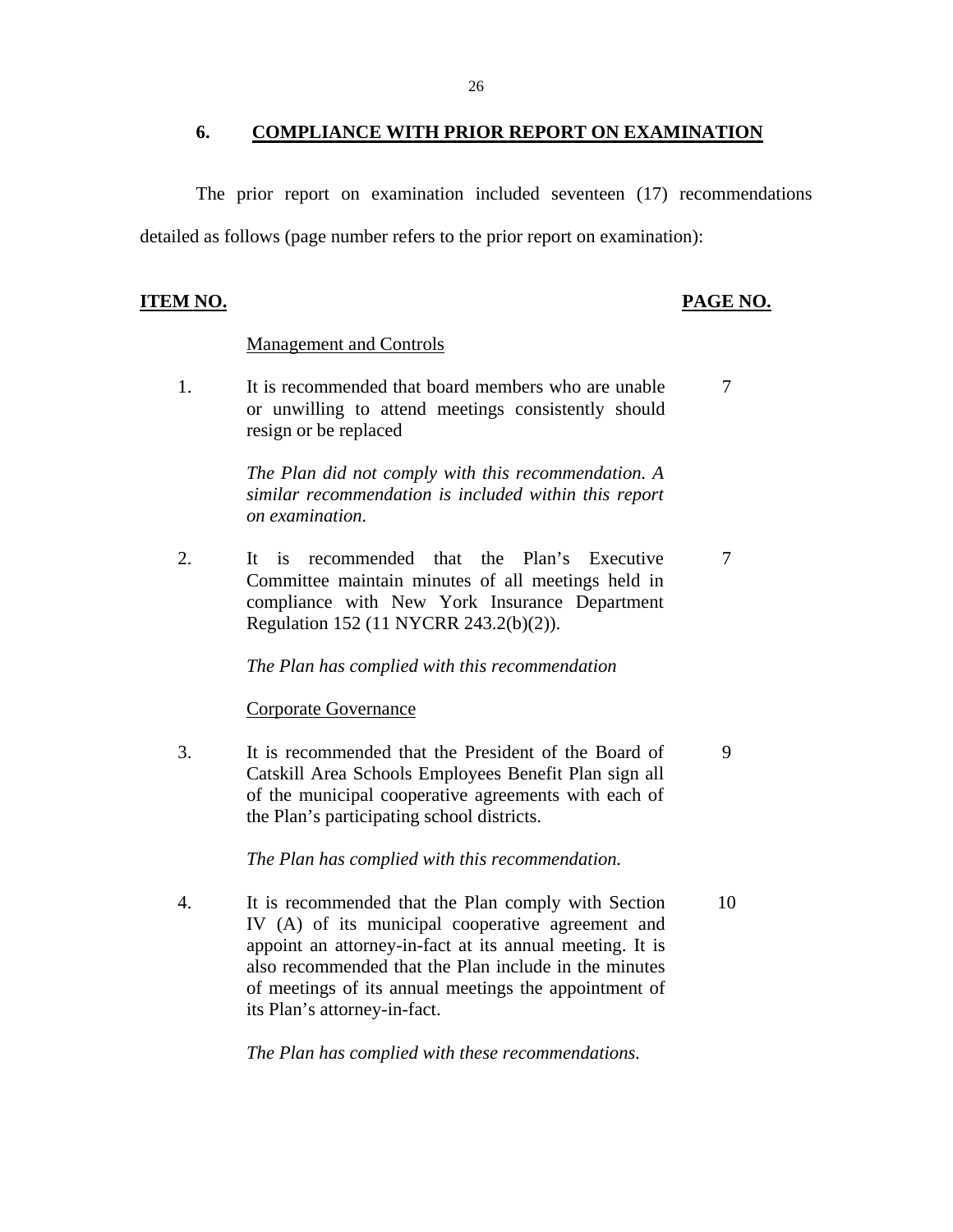## 6. COMPLIANCE WITH PRIOR REPORT ON EXAMINATION

The prior report on examination included seventeen (17) recommendations detailed as follows (page number refers to the prior report on examination):

| ITEM NO. | | PAGE NO. |
|---|---|---|
| | Management and Controls | |
| 1. | It is recommended that board members who are unable or unwilling to attend meetings consistently should resign or be replaced<br><br>*The Plan did not comply with this recommendation. A similar recommendation is included within this report on examination.* | 7 |
| 2. | It is recommended that the Plan's Executive Committee maintain minutes of all meetings held in compliance with New York Insurance Department Regulation 152 (11 NYCRR 243.2(b)(2)).<br><br>*The Plan has complied with this recommendation* | 7 |
| | Corporate Governance | |
| 3. | It is recommended that the President of the Board of Catskill Area Schools Employees Benefit Plan sign all of the municipal cooperative agreements with each of the Plan's participating school districts.<br><br>*The Plan has complied with this recommendation.* | 9 |
| 4. | It is recommended that the Plan comply with Section IV (A) of its municipal cooperative agreement and appoint an attorney-in-fact at its annual meeting. It is also recommended that the Plan include in the minutes of meetings of its annual meetings the appointment of its Plan's attorney-in-fact.<br><br>*The Plan has complied with these recommendations.* | 10 |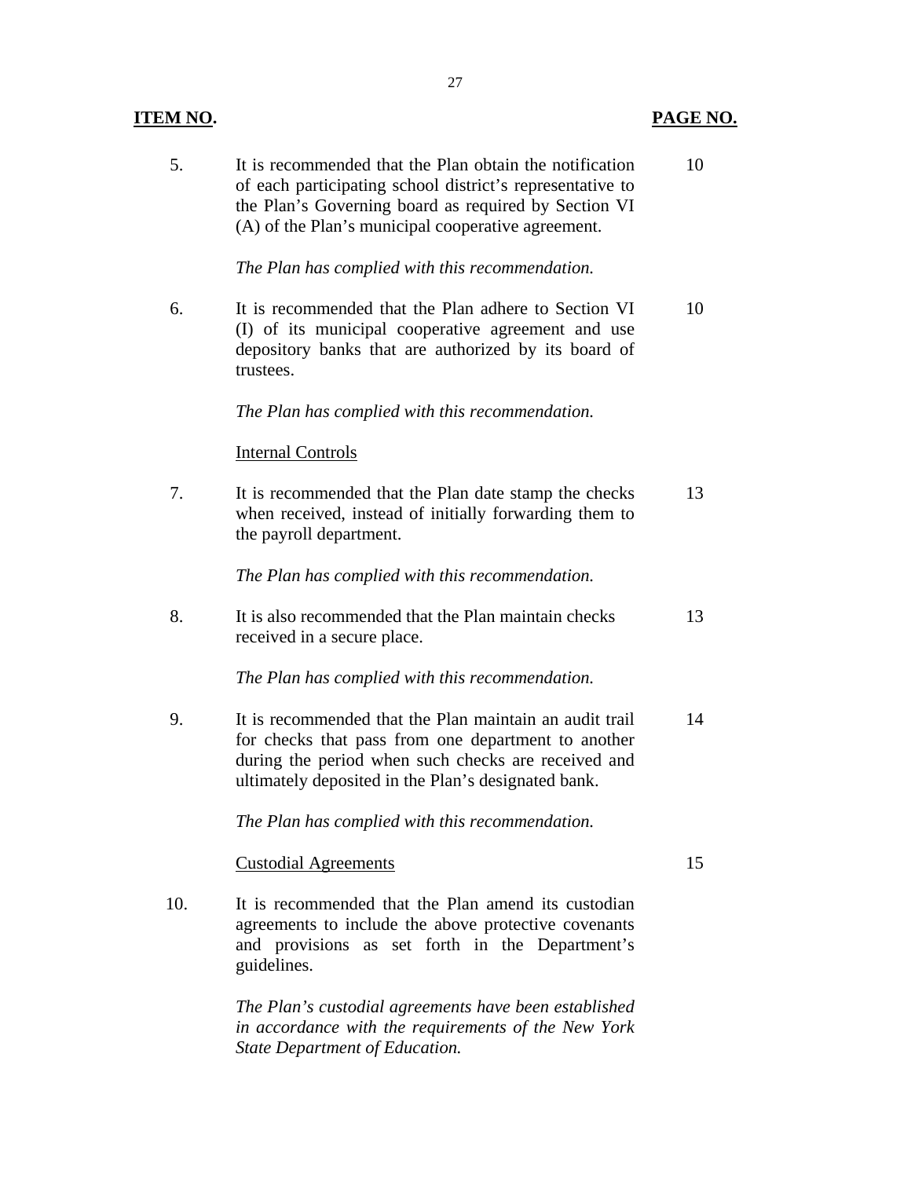| ITEM NO. | | PAGE NO. |
|---|---|---|
| 5. | It is recommended that the Plan obtain the notification of each participating school district's representative to the Plan's Governing board as required by Section VI (A) of the Plan's municipal cooperative agreement.<br><br>*The Plan has complied with this recommendation.* | 10 |
| 6. | It is recommended that the Plan adhere to Section VI (I) of its municipal cooperative agreement and use depository banks that are authorized by its board of trustees.<br><br>*The Plan has complied with this recommendation.* | 10 |
| | Internal Controls | |
| 7. | It is recommended that the Plan date stamp the checks when received, instead of initially forwarding them to the payroll department.<br><br>*The Plan has complied with this recommendation.* | 13 |
| 8. | It is also recommended that the Plan maintain checks received in a secure place.<br><br>*The Plan has complied with this recommendation.* | 13 |
| 9. | It is recommended that the Plan maintain an audit trail for checks that pass from one department to another during the period when such checks are received and ultimately deposited in the Plan's designated bank.<br><br>*The Plan has complied with this recommendation.* | 14 |
| | Custodial Agreements | 15 |
| 10. | It is recommended that the Plan amend its custodian agreements to include the above protective covenants and provisions as set forth in the Department's guidelines.<br><br>*The Plan's custodial agreements have been established in accordance with the requirements of the New York State Department of Education.* | |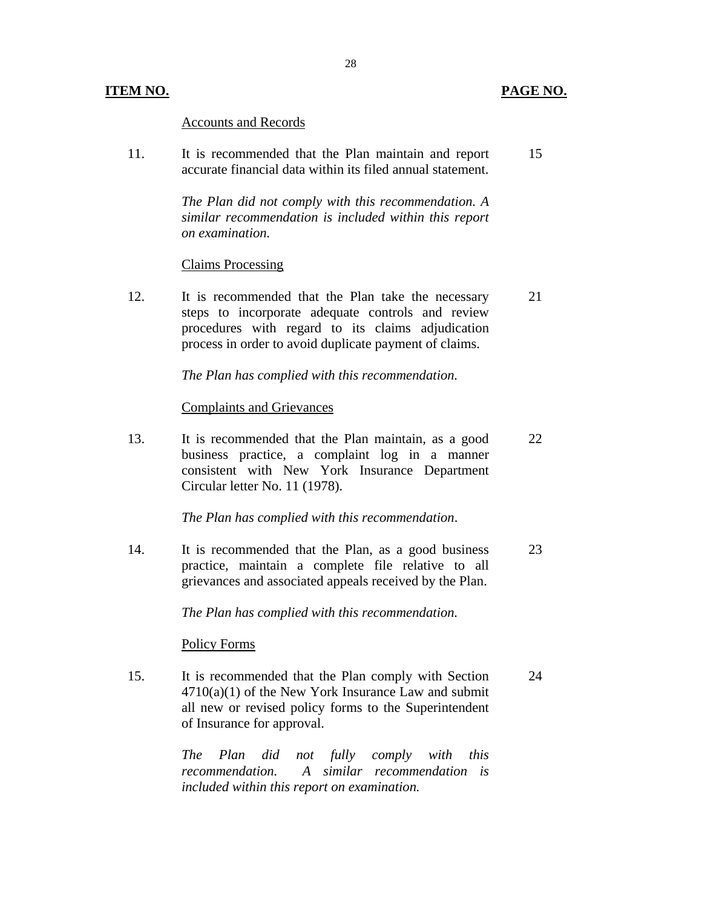| ITEM NO. | | PAGE NO. |
|---|---|---|
| | <u>Accounts and Records</u> | |
| 11. | It is recommended that the Plan maintain and report accurate financial data within its filed annual statement.<br><br>*The Plan did not comply with this recommendation. A similar recommendation is included within this report on examination.* | 15 |
| | <u>Claims Processing</u> | |
| 12. | It is recommended that the Plan take the necessary steps to incorporate adequate controls and review procedures with regard to its claims adjudication process in order to avoid duplicate payment of claims.<br><br>*The Plan has complied with this recommendation.* | 21 |
| | <u>Complaints and Grievances</u> | |
| 13. | It is recommended that the Plan maintain, as a good business practice, a complaint log in a manner consistent with New York Insurance Department Circular letter No. 11 (1978).<br><br>*The Plan has complied with this recommendation*. | 22 |
| 14. | It is recommended that the Plan, as a good business practice, maintain a complete file relative to all grievances and associated appeals received by the Plan.<br><br>*The Plan has complied with this recommendation.* | 23 |
| | <u>Policy Forms</u> | |
| 15. | It is recommended that the Plan comply with Section 4710(a)(1) of the New York Insurance Law and submit all new or revised policy forms to the Superintendent of Insurance for approval.<br><br>*The Plan did not fully comply with this recommendation. A similar recommendation is included within this report on examination.* | 24 |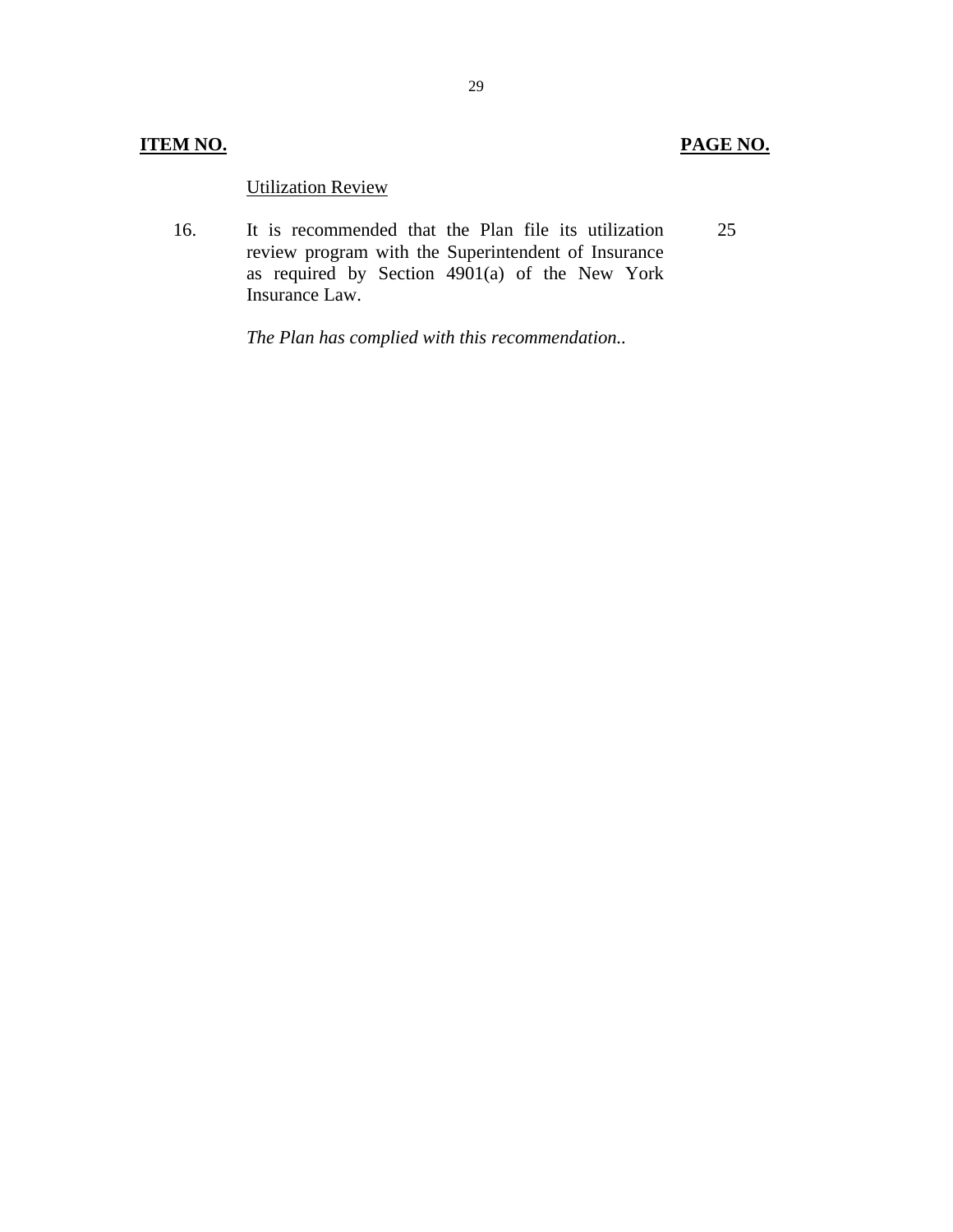| ITEM NO. | | PAGE NO. |
|---|---|---|
| | Utilization Review | |
| 16. | It is recommended that the Plan file its utilization review program with the Superintendent of Insurance as required by Section 4901(a) of the New York Insurance Law.<br><br>*The Plan has complied with this recommendation..* | 25 |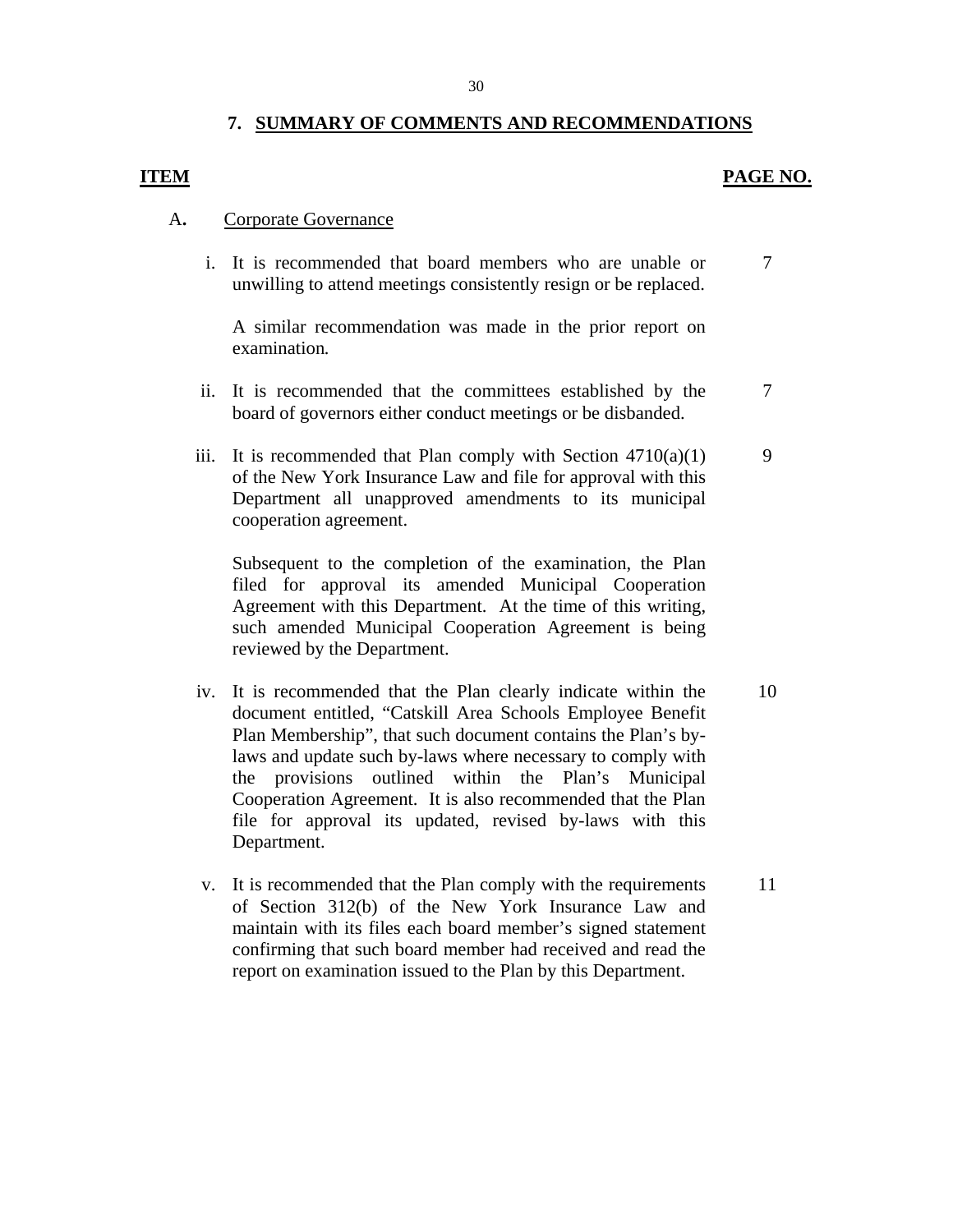## 7. SUMMARY OF COMMENTS AND RECOMMENDATIONS

| ITEM | | PAGE NO. |
|---|---|---|
| **A.** | Corporate Governance | |
| i. | It is recommended that board members who are unable or unwilling to attend meetings consistently resign or be replaced.<br><br>A similar recommendation was made in the prior report on examination. | 7 |
| ii. | It is recommended that the committees established by the board of governors either conduct meetings or be disbanded. | 7 |
| iii. | It is recommended that Plan comply with Section 4710(a)(1) of the New York Insurance Law and file for approval with this Department all unapproved amendments to its municipal cooperation agreement.<br><br>Subsequent to the completion of the examination, the Plan filed for approval its amended Municipal Cooperation Agreement with this Department. At the time of this writing, such amended Municipal Cooperation Agreement is being reviewed by the Department. | 9 |
| iv. | It is recommended that the Plan clearly indicate within the document entitled, "Catskill Area Schools Employee Benefit Plan Membership", that such document contains the Plan's by-laws and update such by-laws where necessary to comply with the provisions outlined within the Plan's Municipal Cooperation Agreement. It is also recommended that the Plan file for approval its updated, revised by-laws with this Department. | 10 |
| v. | It is recommended that the Plan comply with the requirements of Section 312(b) of the New York Insurance Law and maintain with its files each board member's signed statement confirming that such board member had received and read the report on examination issued to the Plan by this Department. | 11 |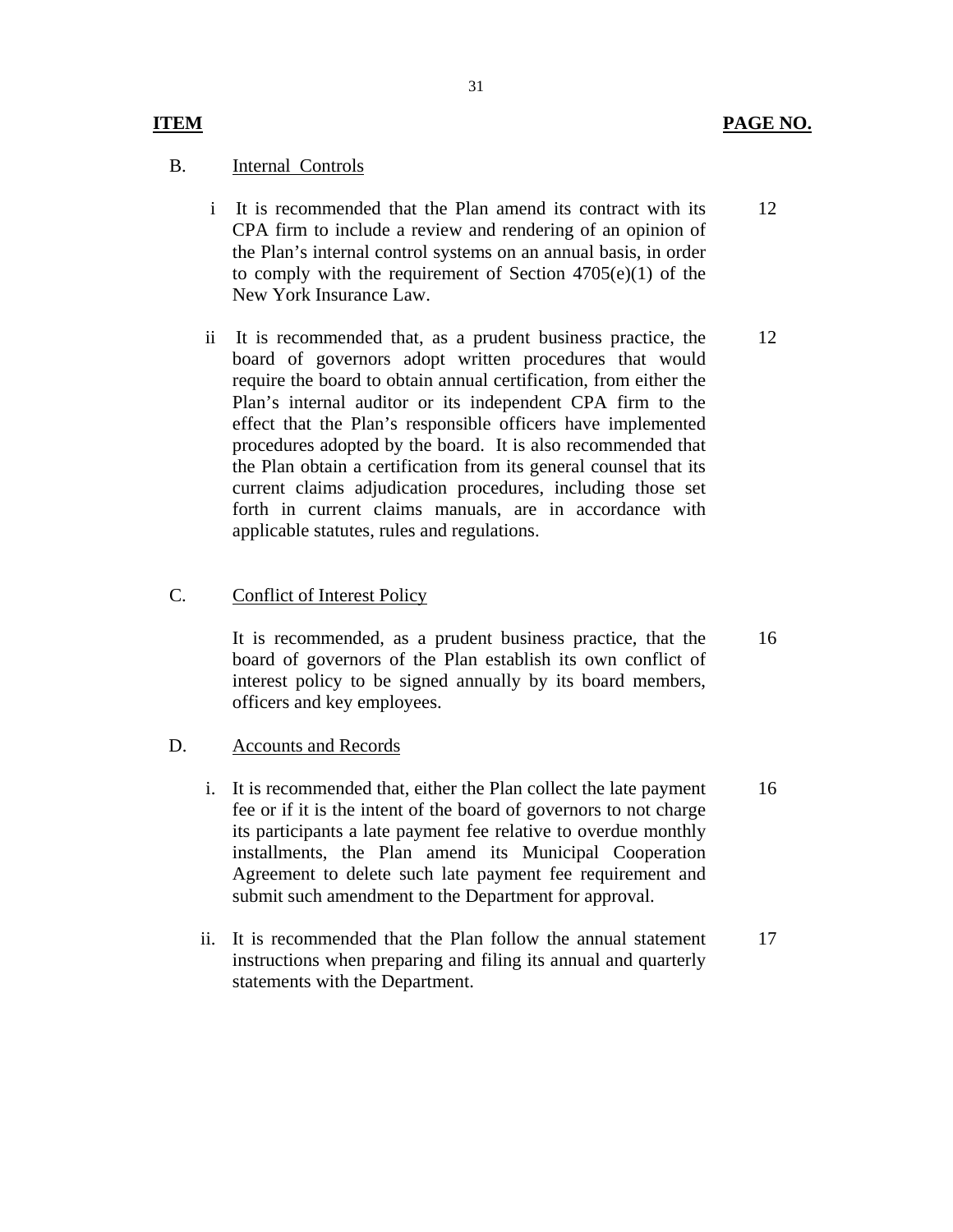| ITEM | | PAGE NO. |
|---|---|---|
| B. | Internal Controls | |
| i | It is recommended that the Plan amend its contract with its CPA firm to include a review and rendering of an opinion of the Plan's internal control systems on an annual basis, in order to comply with the requirement of Section 4705(e)(1) of the New York Insurance Law. | 12 |
| ii | It is recommended that, as a prudent business practice, the board of governors adopt written procedures that would require the board to obtain annual certification, from either the Plan's internal auditor or its independent CPA firm to the effect that the Plan's responsible officers have implemented procedures adopted by the board. It is also recommended that the Plan obtain a certification from its general counsel that its current claims adjudication procedures, including those set forth in current claims manuals, are in accordance with applicable statutes, rules and regulations. | 12 |
| C. | Conflict of Interest Policy | |
| | It is recommended, as a prudent business practice, that the board of governors of the Plan establish its own conflict of interest policy to be signed annually by its board members, officers and key employees. | 16 |
| D. | Accounts and Records | |
| i. | It is recommended that, either the Plan collect the late payment fee or if it is the intent of the board of governors to not charge its participants a late payment fee relative to overdue monthly installments, the Plan amend its Municipal Cooperation Agreement to delete such late payment fee requirement and submit such amendment to the Department for approval. | 16 |
| ii. | It is recommended that the Plan follow the annual statement instructions when preparing and filing its annual and quarterly statements with the Department. | 17 |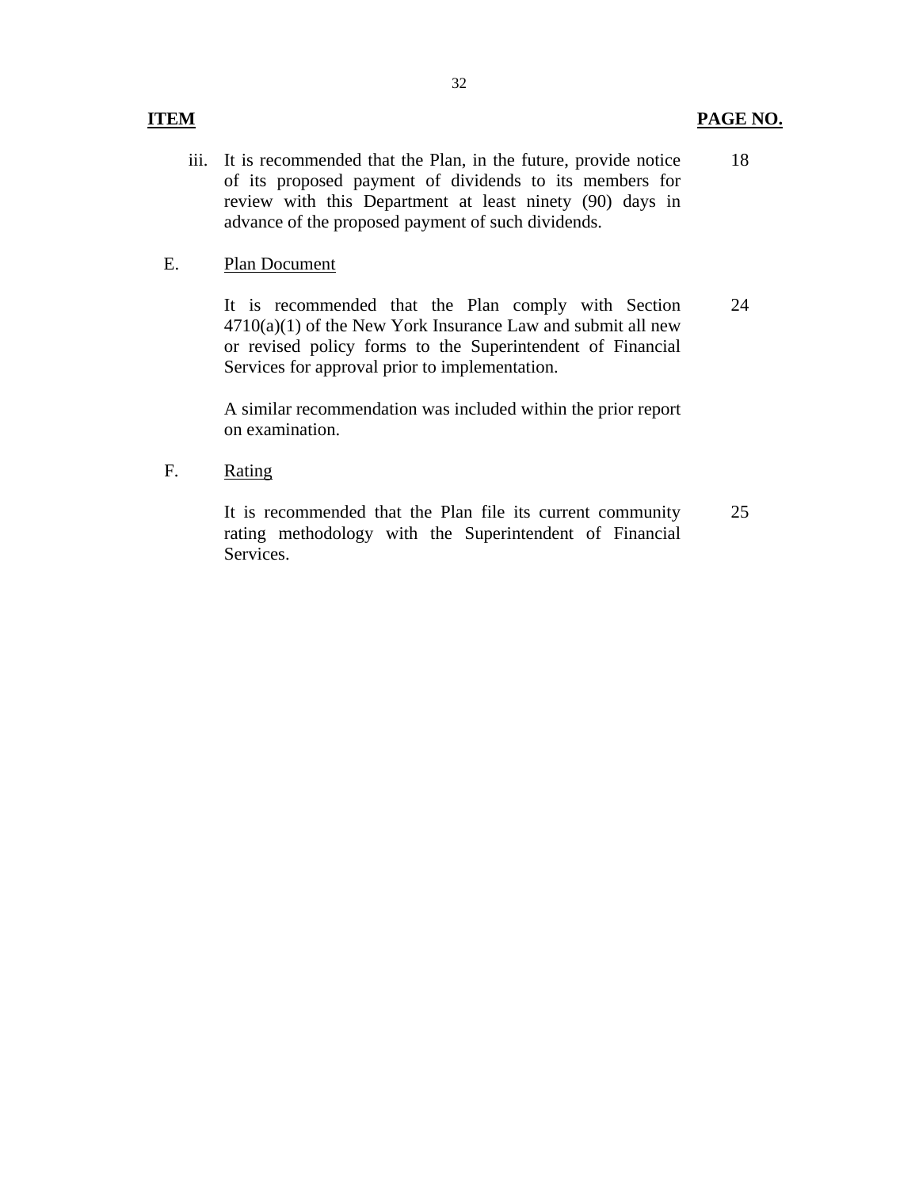| ITEM | | PAGE NO. |
|---|---|---|
| iii. | It is recommended that the Plan, in the future, provide notice of its proposed payment of dividends to its members for review with this Department at least ninety (90) days in advance of the proposed payment of such dividends. | 18 |
| E. | Plan Document | |
| | It is recommended that the Plan comply with Section 4710(a)(1) of the New York Insurance Law and submit all new or revised policy forms to the Superintendent of Financial Services for approval prior to implementation. | 24 |
| | A similar recommendation was included within the prior report on examination. | |
| F. | Rating | |
| | It is recommended that the Plan file its current community rating methodology with the Superintendent of Financial Services. | 25 |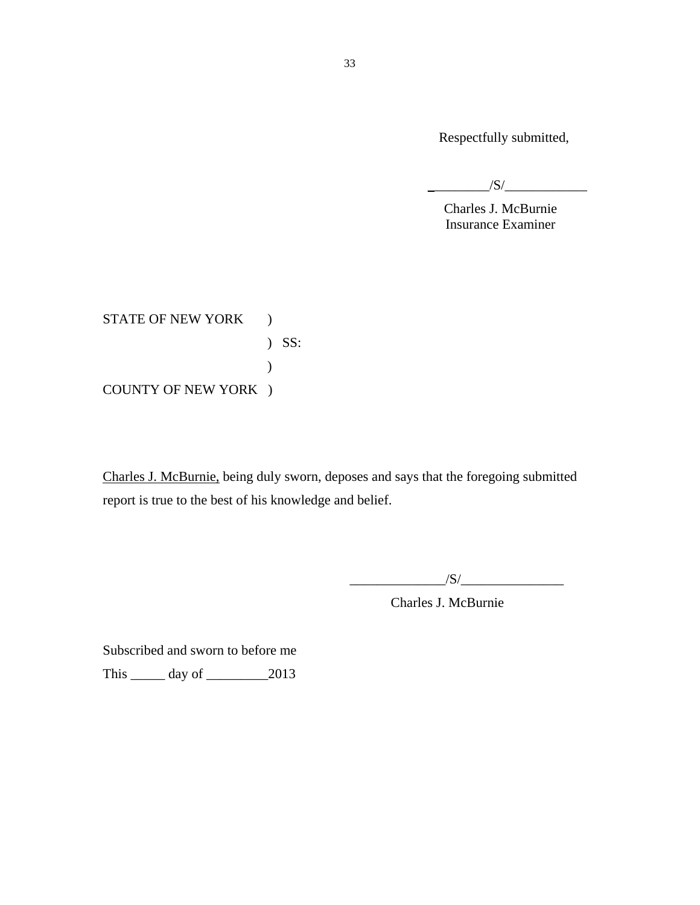Respectfully submitted,

_________/S/____________

Charles J. McBurnie
Insurance Examiner

STATE OF NEW YORK )
) SS:
)
COUNTY OF NEW YORK )

Charles J. McBurnie, being duly sworn, deposes and says that the foregoing submitted report is true to the best of his knowledge and belief.

______________/S/_______________

Charles J. McBurnie

Subscribed and sworn to before me

This _____ day of _________2013